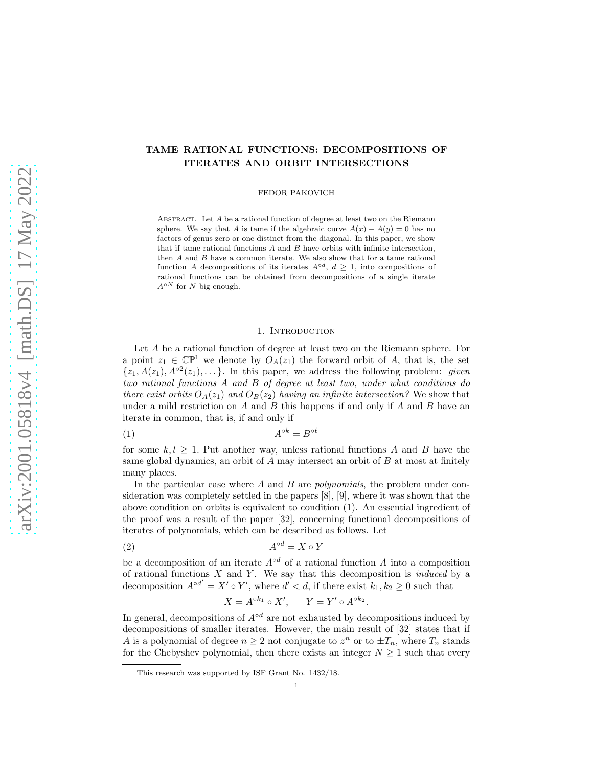# TAME RATIONAL FUNCTIONS: DECOMPOSITIONS OF ITERATES AND ORBIT INTERSECTIONS

FEDOR PAKOVICH

Abstract. Let $A$ be a rational function of degree at least two on the Riemann sphere. We say that $A$ is tame if the algebraic curve $A(x) - A(y) = 0$ has no factors of genus zero or one distinct from the diagonal. In this paper, we show that if tame rational functions $A$ and $B$ have orbits with infinite intersection, then $A$ and $B$ have a common iterate. We also show that for a tame rational function $A$ decompositions of its iterates $A^{\circ d}$, $d \geq 1$, into compositions of rational functions can be obtained from decompositions of a single iterate $A^{\circ N}$ for $N$ big enough.

## 1. Introduction

Let $A$ be a rational function of degree at least two on the Riemann sphere. For a point $z_1 \in \mathbb{CP}^1$ we denote by $O_A(z_1)$ the forward orbit of $A$, that is, the set $\{z_1, A(z_1), A^{\circ 2}(z_1), \dots\}$. In this paper, we address the following problem: *given two rational functions $A$ and $B$ of degree at least two, under what conditions do there exist orbits $O_A(z_1)$ and $O_B(z_2)$ having an infinite intersection?* We show that under a mild restriction on $A$ and $B$ this happens if and only if $A$ and $B$ have an iterate in common, that is, if and only if

$$A^{\circ k} = B^{\circ \ell} \tag{1}$$

for some $k, l \geq 1$. Put another way, unless rational functions $A$ and $B$ have the same global dynamics, an orbit of $A$ may intersect an orbit of $B$ at most at finitely many places.

In the particular case where $A$ and $B$ are *polynomials*, the problem under consideration was completely settled in the papers [8], [9], where it was shown that the above condition on orbits is equivalent to condition (1). An essential ingredient of the proof was a result of the paper [32], concerning functional decompositions of iterates of polynomials, which can be described as follows. Let

$$A^{\circ d} = X \circ Y \tag{2}$$

be a decomposition of an iterate $A^{\circ d}$ of a rational function $A$ into a composition of rational functions $X$ and $Y$. We say that this decomposition is *induced* by a decomposition $A^{\circ d'} = X' \circ Y'$, where $d' < d$, if there exist $k_1, k_2 \geq 0$ such that

$$X = A^{\circ k_1} \circ X', \qquad Y = Y' \circ A^{\circ k_2}.$$

In general, decompositions of $A^{\circ d}$ are not exhausted by decompositions induced by decompositions of smaller iterates. However, the main result of [32] states that if $A$ is a polynomial of degree $n \geq 2$ not conjugate to $z^n$ or to $\pm T_n$, where $T_n$ stands for the Chebyshev polynomial, then there exists an integer $N \geq 1$ such that every

This research was supported by ISF Grant No. 1432/18.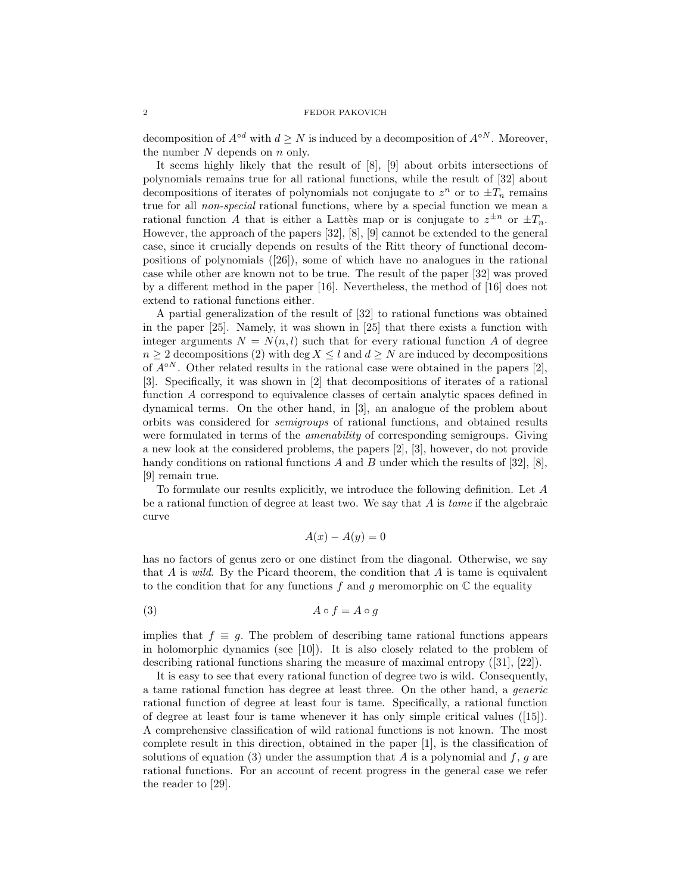decomposition of $A^{\circ d}$ with $d \geq N$ is induced by a decomposition of $A^{\circ N}$. Moreover, the number $N$ depends on $n$ only.

It seems highly likely that the result of [8], [9] about orbits intersections of polynomials remains true for all rational functions, while the result of [32] about decompositions of iterates of polynomials not conjugate to $z^n$ or to $\pm T_n$ remains true for all *non-special* rational functions, where by a special function we mean a rational function $A$ that is either a Lattès map or is conjugate to $z^{\pm n}$ or $\pm T_n$. However, the approach of the papers [32], [8], [9] cannot be extended to the general case, since it crucially depends on results of the Ritt theory of functional decompositions of polynomials ([26]), some of which have no analogues in the rational case while other are known not to be true. The result of the paper [32] was proved by a different method in the paper [16]. Nevertheless, the method of [16] does not extend to rational functions either.

A partial generalization of the result of [32] to rational functions was obtained in the paper [25]. Namely, it was shown in [25] that there exists a function with integer arguments $N = N(n, l)$ such that for every rational function $A$ of degree $n \geq 2$ decompositions (2) with $\deg X \leq l$ and $d \geq N$ are induced by decompositions of $A^{\circ N}$. Other related results in the rational case were obtained in the papers [2], [3]. Specifically, it was shown in [2] that decompositions of iterates of a rational function $A$ correspond to equivalence classes of certain analytic spaces defined in dynamical terms. On the other hand, in [3], an analogue of the problem about orbits was considered for *semigroups* of rational functions, and obtained results were formulated in terms of the *amenability* of corresponding semigroups. Giving a new look at the considered problems, the papers [2], [3], however, do not provide handy conditions on rational functions $A$ and $B$ under which the results of [32], [8], [9] remain true.

To formulate our results explicitly, we introduce the following definition. Let $A$ be a rational function of degree at least two. We say that $A$ is *tame* if the algebraic curve

$$A(x) - A(y) = 0$$

has no factors of genus zero or one distinct from the diagonal. Otherwise, we say that $A$ is *wild*. By the Picard theorem, the condition that $A$ is tame is equivalent to the condition that for any functions $f$ and $g$ meromorphic on $\mathbb{C}$ the equality

$$A \circ f = A \circ g \tag{3}$$

implies that $f \equiv g$. The problem of describing tame rational functions appears in holomorphic dynamics (see [10]). It is also closely related to the problem of describing rational functions sharing the measure of maximal entropy ([31], [22]).

It is easy to see that every rational function of degree two is wild. Consequently, a tame rational function has degree at least three. On the other hand, a *generic* rational function of degree at least four is tame. Specifically, a rational function of degree at least four is tame whenever it has only simple critical values ([15]). A comprehensive classification of wild rational functions is not known. The most complete result in this direction, obtained in the paper [1], is the classification of solutions of equation (3) under the assumption that $A$ is a polynomial and $f$, $g$ are rational functions. For an account of recent progress in the general case we refer the reader to [29].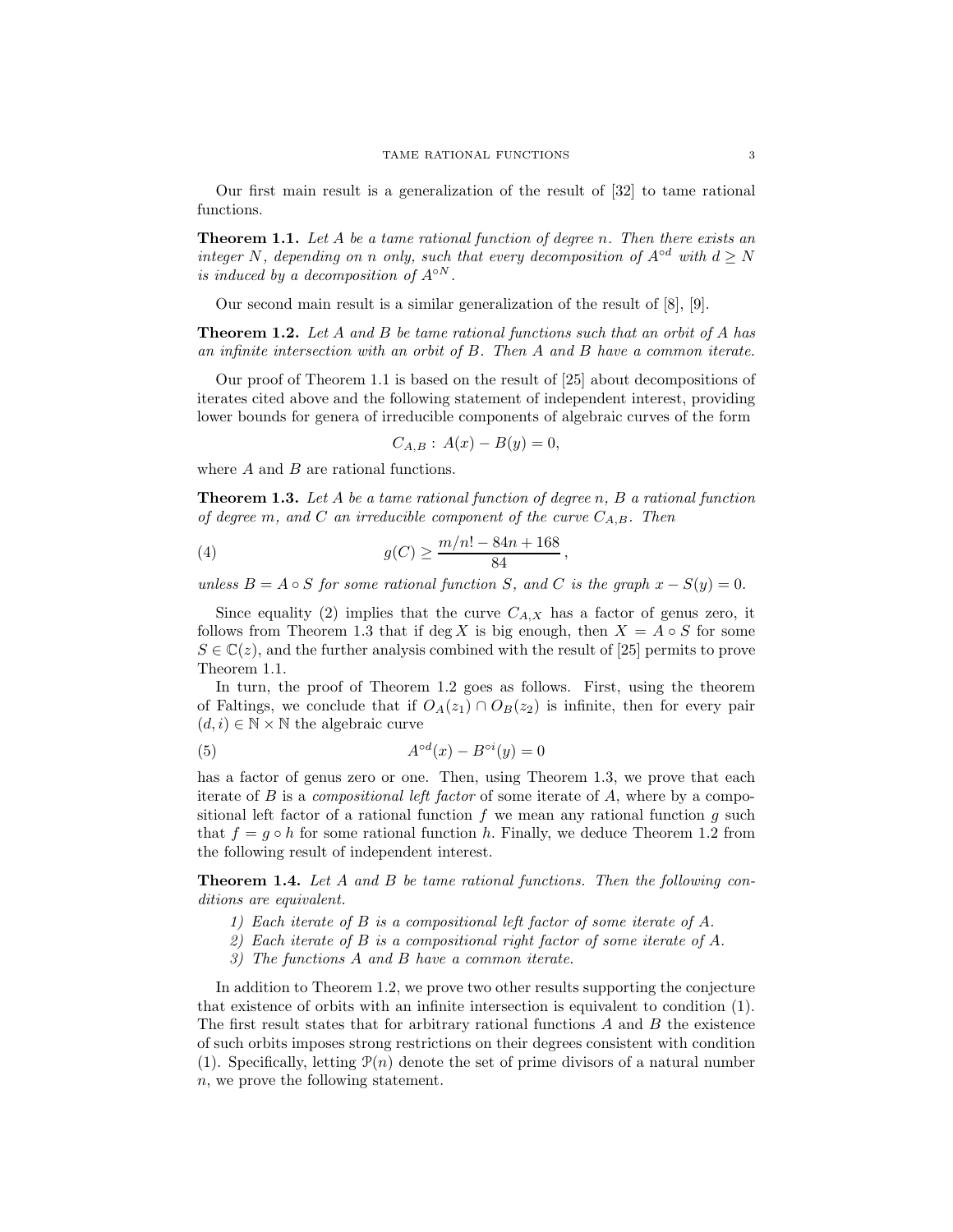Our first main result is a generalization of the result of [32] to tame rational functions.

**Theorem 1.1.** *Let $A$ be a tame rational function of degree $n$. Then there exists an integer $N$, depending on $n$ only, such that every decomposition of $A^{\circ d}$ with $d \geq N$ is induced by a decomposition of $A^{\circ N}$.*

Our second main result is a similar generalization of the result of [8], [9].

**Theorem 1.2.** *Let $A$ and $B$ be tame rational functions such that an orbit of $A$ has an infinite intersection with an orbit of $B$. Then $A$ and $B$ have a common iterate.*

Our proof of Theorem 1.1 is based on the result of [25] about decompositions of iterates cited above and the following statement of independent interest, providing lower bounds for genera of irreducible components of algebraic curves of the form

$$C_{A,B} : \, A(x) - B(y) = 0,$$

where $A$ and $B$ are rational functions.

**Theorem 1.3.** *Let $A$ be a tame rational function of degree $n$, $B$ a rational function of degree $m$, and $C$ an irreducible component of the curve $C_{A,B}$. Then*

$$g(C) \geq \frac{m/n! - 84n + 168}{84}, \tag{4}$$

*unless $B = A \circ S$ for some rational function $S$, and $C$ is the graph $x - S(y) = 0$.*

Since equality (2) implies that the curve $C_{A,X}$ has a factor of genus zero, it follows from Theorem 1.3 that if $\deg X$ is big enough, then $X = A \circ S$ for some $S \in \mathbb{C}(z)$, and the further analysis combined with the result of [25] permits to prove Theorem 1.1.

In turn, the proof of Theorem 1.2 goes as follows. First, using the theorem of Faltings, we conclude that if $O_A(z_1) \cap O_B(z_2)$ is infinite, then for every pair $(d, i) \in \mathbb{N} \times \mathbb{N}$ the algebraic curve

$$A^{\circ d}(x) - B^{\circ i}(y) = 0 \tag{5}$$

has a factor of genus zero or one. Then, using Theorem 1.3, we prove that each iterate of $B$ is a *compositional left factor* of some iterate of $A$, where by a compositional left factor of a rational function $f$ we mean any rational function $g$ such that $f = g \circ h$ for some rational function $h$. Finally, we deduce Theorem 1.2 from the following result of independent interest.

**Theorem 1.4.** *Let $A$ and $B$ be tame rational functions. Then the following conditions are equivalent.*

1) *Each iterate of $B$ is a compositional left factor of some iterate of $A$.*
2) *Each iterate of $B$ is a compositional right factor of some iterate of $A$.*
3) *The functions $A$ and $B$ have a common iterate.*

In addition to Theorem 1.2, we prove two other results supporting the conjecture that existence of orbits with an infinite intersection is equivalent to condition (1). The first result states that for arbitrary rational functions $A$ and $B$ the existence of such orbits imposes strong restrictions on their degrees consistent with condition (1). Specifically, letting $\mathcal{P}(n)$ denote the set of prime divisors of a natural number $n$, we prove the following statement.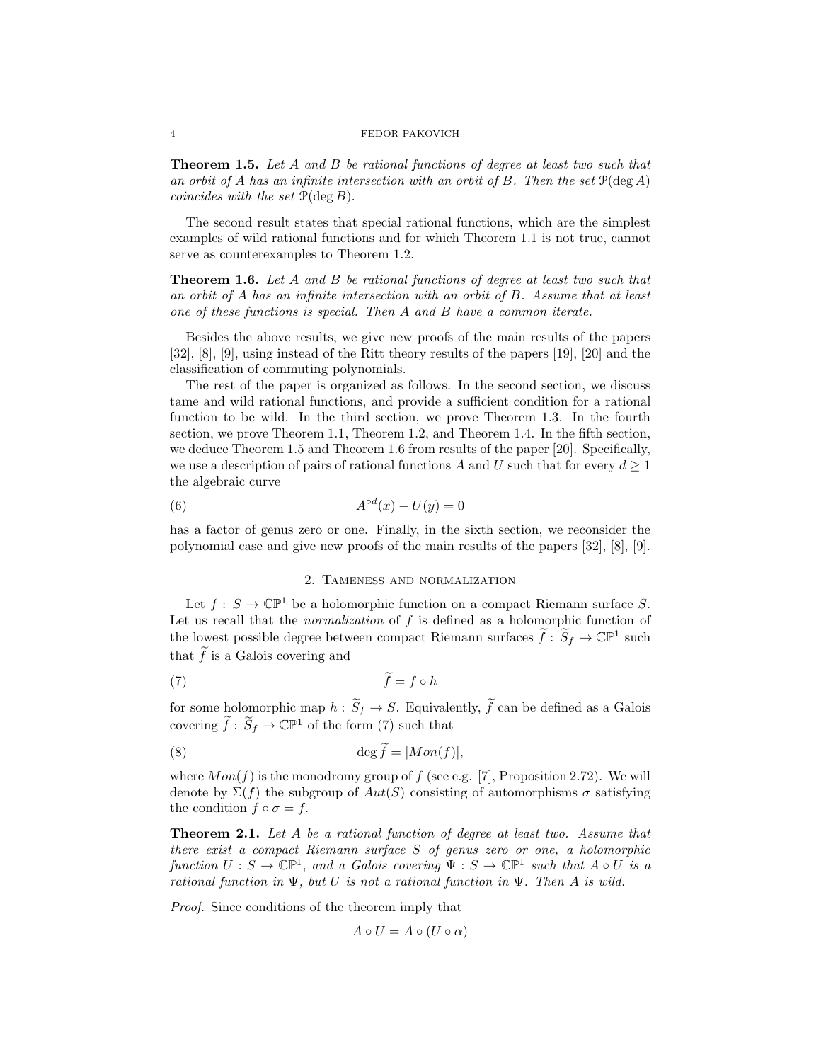**Theorem 1.5.** *Let $A$ and $B$ be rational functions of degree at least two such that an orbit of $A$ has an infinite intersection with an orbit of $B$. Then the set $\mathcal{P}(\deg A)$ coincides with the set $\mathcal{P}(\deg B)$.*

The second result states that special rational functions, which are the simplest examples of wild rational functions and for which Theorem 1.1 is not true, cannot serve as counterexamples to Theorem 1.2.

**Theorem 1.6.** *Let $A$ and $B$ be rational functions of degree at least two such that an orbit of $A$ has an infinite intersection with an orbit of $B$. Assume that at least one of these functions is special. Then $A$ and $B$ have a common iterate.*

Besides the above results, we give new proofs of the main results of the papers [32], [8], [9], using instead of the Ritt theory results of the papers [19], [20] and the classification of commuting polynomials.

The rest of the paper is organized as follows. In the second section, we discuss tame and wild rational functions, and provide a sufficient condition for a rational function to be wild. In the third section, we prove Theorem 1.3. In the fourth section, we prove Theorem 1.1, Theorem 1.2, and Theorem 1.4. In the fifth section, we deduce Theorem 1.5 and Theorem 1.6 from results of the paper [20]. Specifically, we use a description of pairs of rational functions $A$ and $U$ such that for every $d \geq 1$ the algebraic curve

$$A^{\circ d}(x) - U(y) = 0 \tag{6}$$

has a factor of genus zero or one. Finally, in the sixth section, we reconsider the polynomial case and give new proofs of the main results of the papers [32], [8], [9].

## 2. Tameness and normalization

Let $f : S \to \mathbb{CP}^1$ be a holomorphic function on a compact Riemann surface $S$. Let us recall that the *normalization* of $f$ is defined as a holomorphic function of the lowest possible degree between compact Riemann surfaces $\widetilde{f} : \widetilde{S}_f \to \mathbb{CP}^1$ such that $\widetilde{f}$ is a Galois covering and

$$\widetilde{f} = f \circ h \tag{7}$$

for some holomorphic map $h : \widetilde{S}_f \to S$. Equivalently, $\widetilde{f}$ can be defined as a Galois covering $\widetilde{f} : \widetilde{S}_f \to \mathbb{CP}^1$ of the form (7) such that

$$\deg \widetilde{f} = |Mon(f)|, \tag{8}$$

where $Mon(f)$ is the monodromy group of $f$ (see e.g. [7], Proposition 2.72). We will denote by $\Sigma(f)$ the subgroup of $Aut(S)$ consisting of automorphisms $\sigma$ satisfying the condition $f \circ \sigma = f$.

**Theorem 2.1.** *Let $A$ be a rational function of degree at least two. Assume that there exist a compact Riemann surface $S$ of genus zero or one, a holomorphic function $U : S \to \mathbb{CP}^1$, and a Galois covering $\Psi : S \to \mathbb{CP}^1$ such that $A \circ U$ is a rational function in $\Psi$, but $U$ is not a rational function in $\Psi$. Then $A$ is wild.*

*Proof.* Since conditions of the theorem imply that

$$A \circ U = A \circ (U \circ \alpha)$$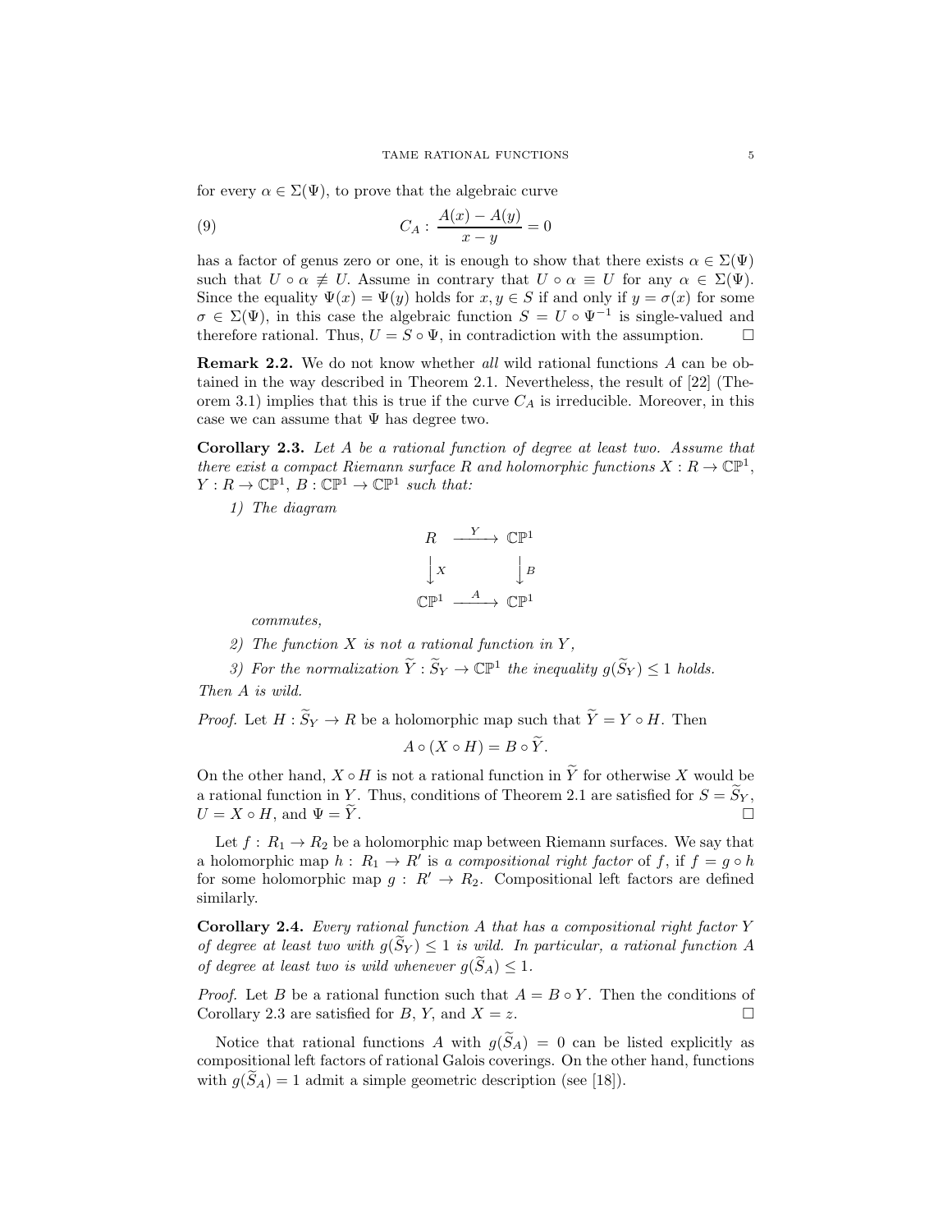for every $\alpha \in \Sigma(\Psi)$, to prove that the algebraic curve

$$C_A : \frac{A(x) - A(y)}{x - y} = 0 \tag{9}$$

has a factor of genus zero or one, it is enough to show that there exists $\alpha \in \Sigma(\Psi)$ such that $U \circ \alpha \not\equiv U$. Assume in contrary that $U \circ \alpha \equiv U$ for any $\alpha \in \Sigma(\Psi)$. Since the equality $\Psi(x) = \Psi(y)$ holds for $x, y \in S$ if and only if $y = \sigma(x)$ for some $\sigma \in \Sigma(\Psi)$, in this case the algebraic function $S = U \circ \Psi^{-1}$ is single-valued and therefore rational. Thus, $U = S \circ \Psi$, in contradiction with the assumption. $\square$

**Remark 2.2.** We do not know whether *all* wild rational functions $A$ can be obtained in the way described in Theorem 2.1. Nevertheless, the result of [22] (Theorem 3.1) implies that this is true if the curve $C_A$ is irreducible. Moreover, in this case we can assume that $\Psi$ has degree two.

**Corollary 2.3.** *Let $A$ be a rational function of degree at least two. Assume that there exist a compact Riemann surface $R$ and holomorphic functions $X : R \to \mathbb{CP}^1$, $Y : R \to \mathbb{CP}^1$, $B : \mathbb{CP}^1 \to \mathbb{CP}^1$ such that:*

*1) The diagram*

$$\begin{array}{ccc} R & \xrightarrow{\ Y\ } & \mathbb{CP}^1 \\ \downarrow X & & \downarrow B \\ \mathbb{CP}^1 & \xrightarrow{\ A\ } & \mathbb{CP}^1 \end{array}$$

*commutes,*

*2) The function $X$ is not a rational function in $Y$,*

*3) For the normalization $\widetilde{Y} : \widetilde{S}_Y \to \mathbb{CP}^1$ the inequality $g(\widetilde{S}_Y) \leq 1$ holds.*

*Then $A$ is wild.*

*Proof.* Let $H : \widetilde{S}_Y \to R$ be a holomorphic map such that $\widetilde{Y} = Y \circ H$. Then

$$A \circ (X \circ H) = B \circ \widetilde{Y}.$$

On the other hand, $X \circ H$ is not a rational function in $\widetilde{Y}$ for otherwise $X$ would be a rational function in $Y$. Thus, conditions of Theorem 2.1 are satisfied for $S = \widetilde{S}_Y$, $U = X \circ H$, and $\Psi = \widetilde{Y}$. $\square$

Let $f : R_1 \to R_2$ be a holomorphic map between Riemann surfaces. We say that a holomorphic map $h : R_1 \to R'$ is *a compositional right factor* of $f$, if $f = g \circ h$ for some holomorphic map $g : R' \to R_2$. Compositional left factors are defined similarly.

**Corollary 2.4.** *Every rational function $A$ that has a compositional right factor $Y$ of degree at least two with $g(\widetilde{S}_Y) \leq 1$ is wild. In particular, a rational function $A$ of degree at least two is wild whenever $g(\widetilde{S}_A) \leq 1$.*

*Proof.* Let $B$ be a rational function such that $A = B \circ Y$. Then the conditions of Corollary 2.3 are satisfied for $B$, $Y$, and $X = z$. $\square$

Notice that rational functions $A$ with $g(\widetilde{S}_A) = 0$ can be listed explicitly as compositional left factors of rational Galois coverings. On the other hand, functions with $g(\widetilde{S}_A) = 1$ admit a simple geometric description (see [18]).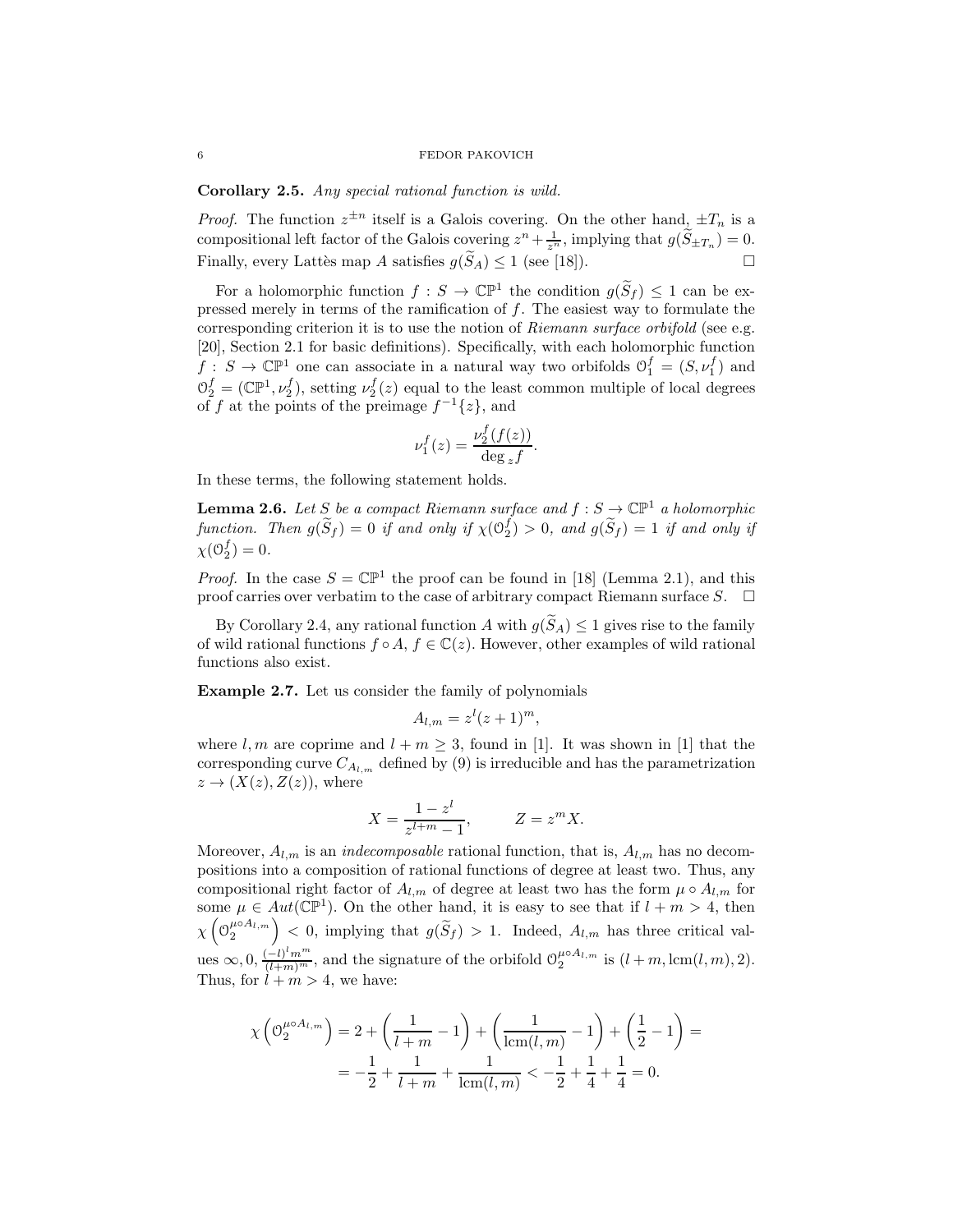**Corollary 2.5.** *Any special rational function is wild.*

*Proof.* The function $z^{\pm n}$ itself is a Galois covering. On the other hand, $\pm T_n$ is a compositional left factor of the Galois covering $z^n + \frac{1}{z^n}$, implying that $g(\widetilde{S}_{\pm T_n}) = 0$. Finally, every Lattès map $A$ satisfies $g(\widetilde{S}_A) \leq 1$ (see [18]). $\square$

For a holomorphic function $f : S \to \mathbb{CP}^1$ the condition $g(\widetilde{S}_f) \leq 1$ can be expressed merely in terms of the ramification of $f$. The easiest way to formulate the corresponding criterion it is to use the notion of *Riemann surface orbifold* (see e.g. [20], Section 2.1 for basic definitions). Specifically, with each holomorphic function $f : S \to \mathbb{CP}^1$ one can associate in a natural way two orbifolds $\mathcal{O}_1^f = (S, \nu_1^f)$ and $\mathcal{O}_2^f = (\mathbb{CP}^1, \nu_2^f)$, setting $\nu_2^f(z)$ equal to the least common multiple of local degrees of $f$ at the points of the preimage $f^{-1}\{z\}$, and

$$\nu_1^f(z) = \frac{\nu_2^f(f(z))}{\deg_z f}.$$

In these terms, the following statement holds.

**Lemma 2.6.** *Let $S$ be a compact Riemann surface and $f : S \to \mathbb{CP}^1$ a holomorphic function. Then $g(\widetilde{S}_f) = 0$ if and only if $\chi(\mathcal{O}_2^f) > 0$, and $g(\widetilde{S}_f) = 1$ if and only if $\chi(\mathcal{O}_2^f) = 0$.*

*Proof.* In the case $S = \mathbb{CP}^1$ the proof can be found in [18] (Lemma 2.1), and this proof carries over verbatim to the case of arbitrary compact Riemann surface $S$. $\square$

By Corollary 2.4, any rational function $A$ with $g(\widetilde{S}_A) \leq 1$ gives rise to the family of wild rational functions $f \circ A$, $f \in \mathbb{C}(z)$. However, other examples of wild rational functions also exist.

**Example 2.7.** Let us consider the family of polynomials

$$A_{l,m} = z^l (z+1)^m,$$

where $l, m$ are coprime and $l + m \geq 3$, found in [1]. It was shown in [1] that the corresponding curve $C_{A_{l,m}}$ defined by (9) is irreducible and has the parametrization $z \to (X(z), Z(z))$, where

$$X = \frac{1 - z^l}{z^{l+m} - 1}, \qquad Z = z^m X.$$

Moreover, $A_{l,m}$ is an *indecomposable* rational function, that is, $A_{l,m}$ has no decompositions into a composition of rational functions of degree at least two. Thus, any compositional right factor of $A_{l,m}$ of degree at least two has the form $\mu \circ A_{l,m}$ for some $\mu \in Aut(\mathbb{CP}^1)$. On the other hand, it is easy to see that if $l + m > 4$, then $\chi\left(\mathcal{O}_2^{\mu \circ A_{l,m}}\right) < 0$, implying that $g(\widetilde{S}_f) > 1$. Indeed, $A_{l,m}$ has three critical values $\infty, 0, \frac{(-l)^l m^m}{(l+m)^m}$, and the signature of the orbifold $\mathcal{O}_2^{\mu \circ A_{l,m}}$ is $(l+m, \mathrm{lcm}(l,m), 2)$. Thus, for $l + m > 4$, we have:

$$\chi\left(\mathcal{O}_2^{\mu \circ A_{l,m}}\right) = 2 + \left(\frac{1}{l+m} - 1\right) + \left(\frac{1}{\mathrm{lcm}(l,m)} - 1\right) + \left(\frac{1}{2} - 1\right) =$$
$$= -\frac{1}{2} + \frac{1}{l+m} + \frac{1}{\mathrm{lcm}(l,m)} < -\frac{1}{2} + \frac{1}{4} + \frac{1}{4} = 0.$$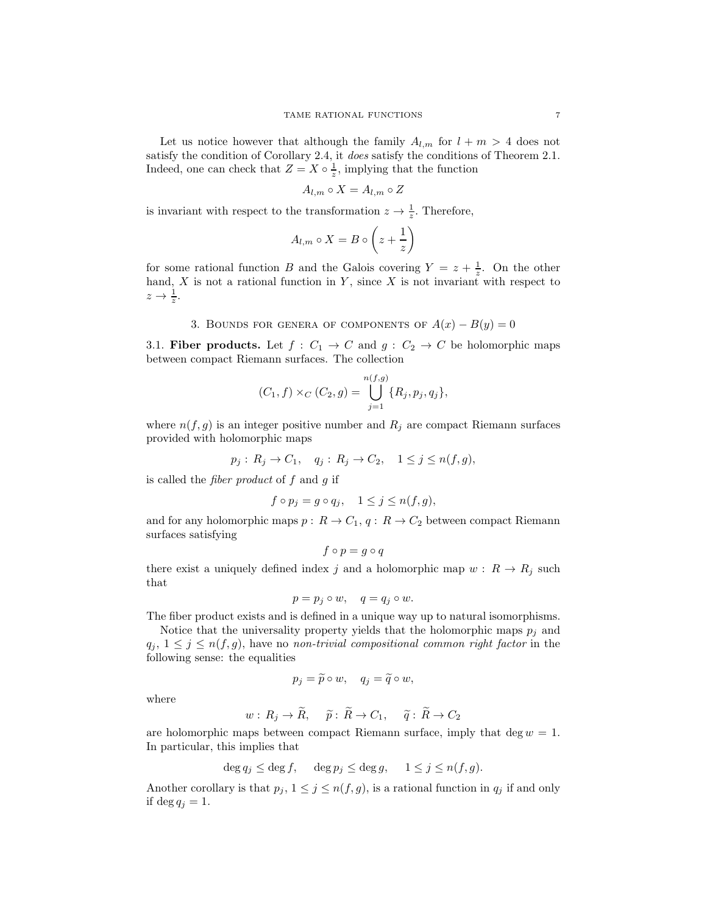Let us notice however that although the family $A_{l,m}$ for $l+m>4$ does not satisfy the condition of Corollary 2.4, it *does* satisfy the conditions of Theorem 2.1. Indeed, one can check that $Z = X \circ \frac{1}{z}$, implying that the function

$$A_{l,m} \circ X = A_{l,m} \circ Z$$

is invariant with respect to the transformation $z \to \frac{1}{z}$. Therefore,

$$A_{l,m} \circ X = B \circ \left(z + \frac{1}{z}\right)$$

for some rational function $B$ and the Galois covering $Y = z + \frac{1}{z}$. On the other hand, $X$ is not a rational function in $Y$, since $X$ is not invariant with respect to $z \to \frac{1}{z}$.

## 3. Bounds for genera of components of $A(x) - B(y) = 0$

### 3.1. Fiber products.

Let $f : C_1 \to C$ and $g : C_2 \to C$ be holomorphic maps between compact Riemann surfaces. The collection

$$(C_1, f) \times_C (C_2, g) = \bigcup_{j=1}^{n(f,g)} \{R_j, p_j, q_j\},$$

where $n(f,g)$ is an integer positive number and $R_j$ are compact Riemann surfaces provided with holomorphic maps

$$p_j : R_j \to C_1, \quad q_j : R_j \to C_2, \quad 1 \le j \le n(f,g),$$

is called the *fiber product* of $f$ and $g$ if

$$f \circ p_j = g \circ q_j, \quad 1 \le j \le n(f,g),$$

and for any holomorphic maps $p : R \to C_1$, $q : R \to C_2$ between compact Riemann surfaces satisfying

$$f \circ p = g \circ q$$

there exist a uniquely defined index $j$ and a holomorphic map $w : R \to R_j$ such that

$$p = p_j \circ w, \quad q = q_j \circ w.$$

The fiber product exists and is defined in a unique way up to natural isomorphisms.

Notice that the universality property yields that the holomorphic maps $p_j$ and $q_j$, $1 \le j \le n(f,g)$, have no *non-trivial compositional common right factor* in the following sense: the equalities

$$p_j = \widetilde{p} \circ w, \quad q_j = \widetilde{q} \circ w,$$

where

$$w : R_j \to \widetilde{R}, \quad \widetilde{p} : \widetilde{R} \to C_1, \quad \widetilde{q} : \widetilde{R} \to C_2$$

are holomorphic maps between compact Riemann surface, imply that $\deg w = 1$. In particular, this implies that

$$\deg q_j \le \deg f, \quad \deg p_j \le \deg g, \quad 1 \le j \le n(f,g).$$

Another corollary is that $p_j$, $1 \le j \le n(f,g)$, is a rational function in $q_j$ if and only if $\deg q_j = 1$.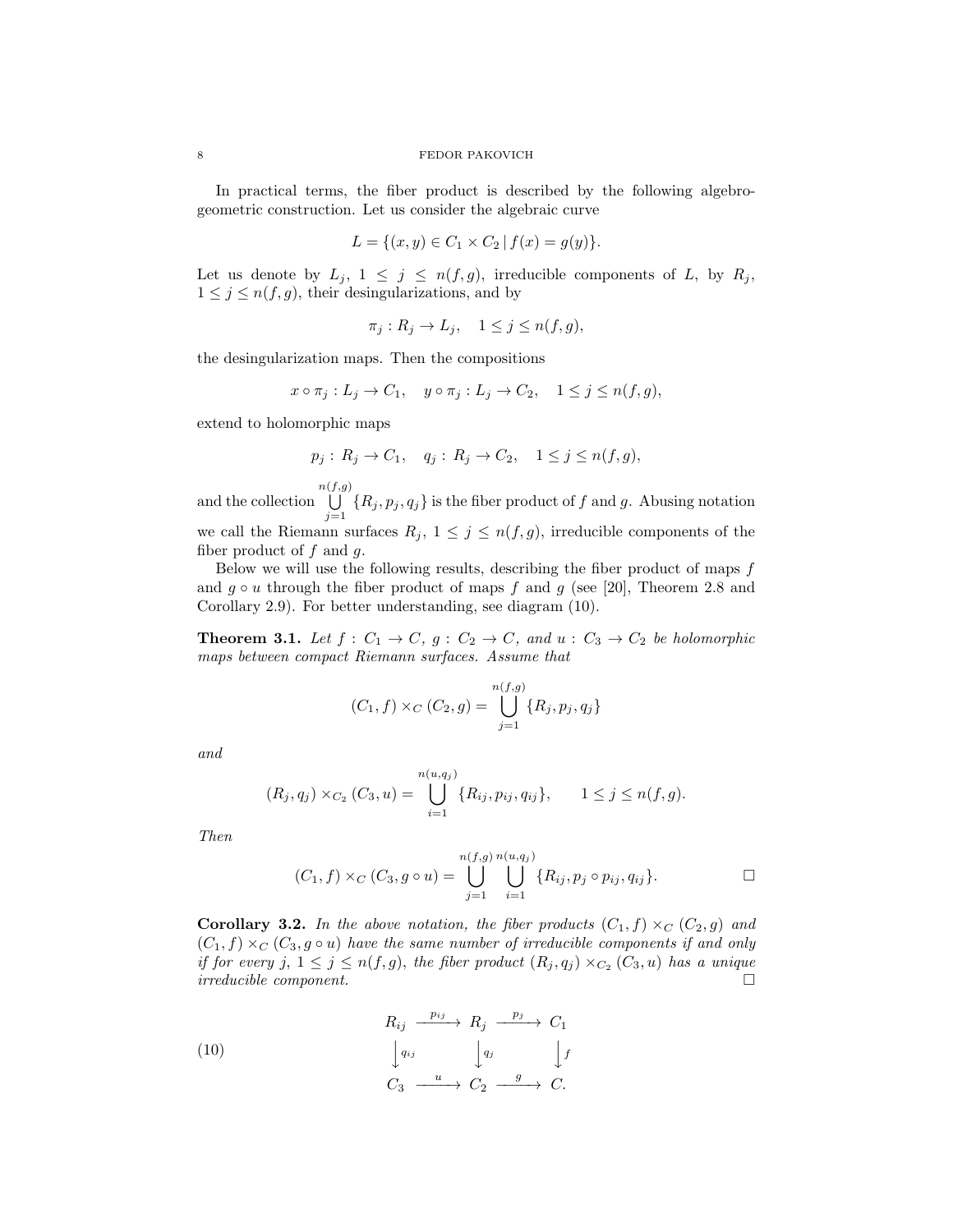In practical terms, the fiber product is described by the following algebro-geometric construction. Let us consider the algebraic curve

$$L = \{(x, y) \in C_1 \times C_2 \,|\, f(x) = g(y)\}.$$

Let us denote by $L_j$, $1 \leq j \leq n(f, g)$, irreducible components of $L$, by $R_j$, $1 \leq j \leq n(f, g)$, their desingularizations, and by

$$\pi_j : R_j \to L_j, \quad 1 \leq j \leq n(f, g),$$

the desingularization maps. Then the compositions

$$x \circ \pi_j : L_j \to C_1, \quad y \circ \pi_j : L_j \to C_2, \quad 1 \leq j \leq n(f, g),$$

extend to holomorphic maps

$$p_j : \, R_j \to C_1, \quad q_j : \, R_j \to C_2, \quad 1 \leq j \leq n(f, g),$$

and the collection $\bigcup_{j=1}^{n(f,g)} \{R_j, p_j, q_j\}$ is the fiber product of $f$ and $g$. Abusing notation we call the Riemann surfaces $R_j$, $1 \leq j \leq n(f, g)$, irreducible components of the fiber product of $f$ and $g$.

Below we will use the following results, describing the fiber product of maps $f$ and $g \circ u$ through the fiber product of maps $f$ and $g$ (see [20], Theorem 2.8 and Corollary 2.9). For better understanding, see diagram (10).

**Theorem 3.1.** *Let $f : C_1 \to C$, $g : C_2 \to C$, and $u : C_3 \to C_2$ be holomorphic maps between compact Riemann surfaces. Assume that*

$$(C_1, f) \times_C (C_2, g) = \bigcup_{j=1}^{n(f,g)} \{R_j, p_j, q_j\}$$

*and*

$$(R_j, q_j) \times_{C_2} (C_3, u) = \bigcup_{i=1}^{n(u,q_j)} \{R_{ij}, p_{ij}, q_{ij}\}, \qquad 1 \leq j \leq n(f, g).$$

*Then*

$$(C_1, f) \times_C (C_3, g \circ u) = \bigcup_{j=1}^{n(f,g)} \bigcup_{i=1}^{n(u,q_j)} \{R_{ij}, p_j \circ p_{ij}, q_{ij}\}. \qquad \square$$

**Corollary 3.2.** *In the above notation, the fiber products $(C_1, f) \times_C (C_2, g)$ and $(C_1, f) \times_C (C_3, g \circ u)$ have the same number of irreducible components if and only if for every $j$, $1 \leq j \leq n(f, g)$, the fiber product $(R_j, q_j) \times_{C_2} (C_3, u)$ has a unique irreducible component.* $\square$

$$\begin{array}{ccccc} R_{ij} & \xrightarrow{\;p_{ij}\;} & R_j & \xrightarrow{\;p_j\;} & C_1 \\ \downarrow{\scriptstyle q_{ij}} & & \downarrow{\scriptstyle q_j} & & \downarrow{\scriptstyle f} \\ C_3 & \xrightarrow{\;u\;} & C_2 & \xrightarrow{\;g\;} & C. \end{array} \tag{10}$$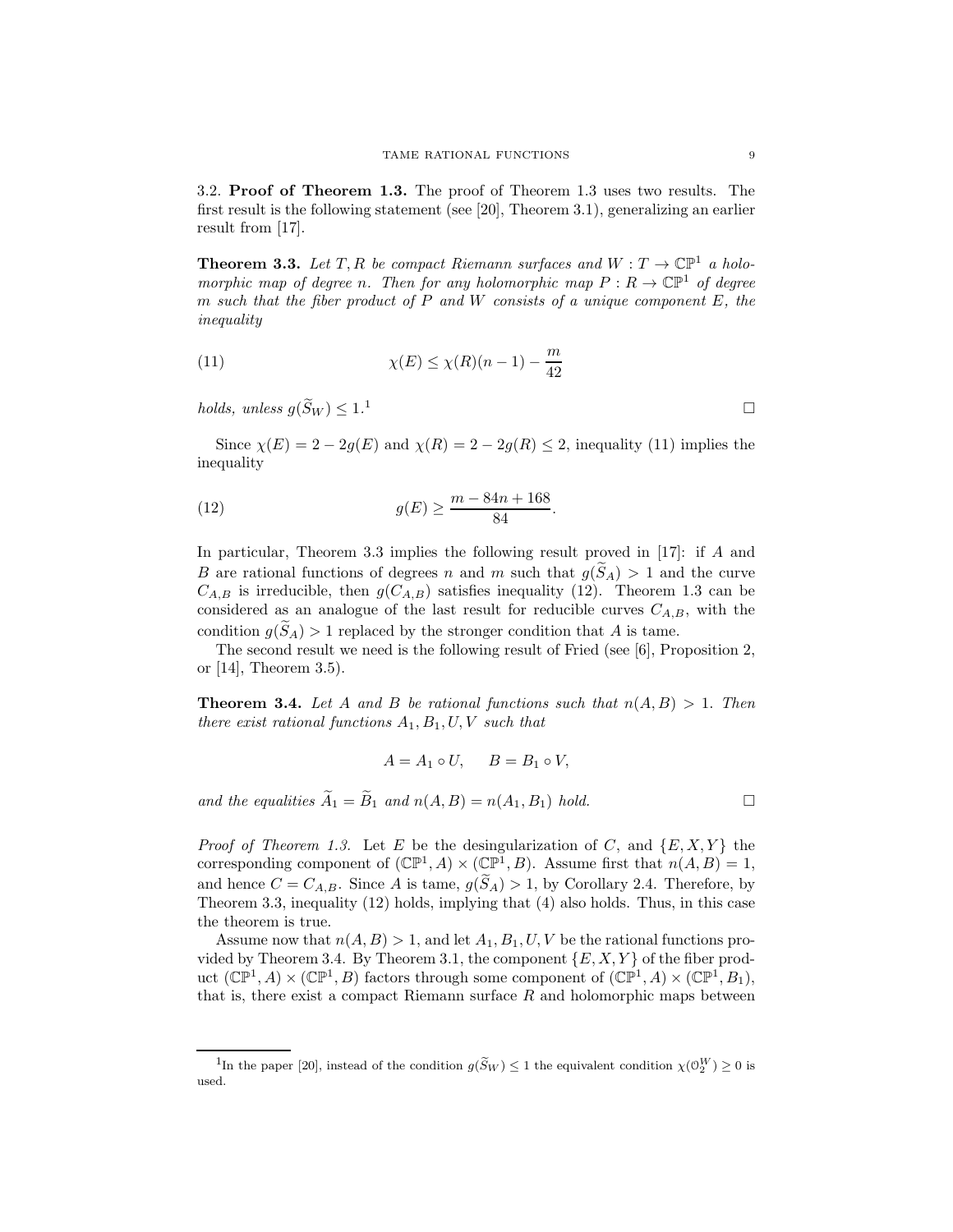### 3.2. **Proof of Theorem 1.3.**

The proof of Theorem 1.3 uses two results. The first result is the following statement (see [20], Theorem 3.1), generalizing an earlier result from [17].

**Theorem 3.3.** *Let $T, R$ be compact Riemann surfaces and $W : T \to \mathbb{CP}^1$ a holomorphic map of degree $n$. Then for any holomorphic map $P : R \to \mathbb{CP}^1$ of degree $m$ such that the fiber product of $P$ and $W$ consists of a unique component $E$, the inequality*

$$\chi(E) \leq \chi(R)(n-1) - \frac{m}{42} \tag{11}$$

*holds, unless $g(\widetilde{S}_W) \leq 1$.*[1] $\square$

Since $\chi(E) = 2 - 2g(E)$ and $\chi(R) = 2 - 2g(R) \leq 2$, inequality (11) implies the inequality

$$g(E) \geq \frac{m - 84n + 168}{84}. \tag{12}$$

In particular, Theorem 3.3 implies the following result proved in [17]: if $A$ and $B$ are rational functions of degrees $n$ and $m$ such that $g(\widetilde{S}_A) > 1$ and the curve $C_{A,B}$ is irreducible, then $g(C_{A,B})$ satisfies inequality (12). Theorem 1.3 can be considered as an analogue of the last result for reducible curves $C_{A,B}$, with the condition $g(\widetilde{S}_A) > 1$ replaced by the stronger condition that $A$ is tame.

The second result we need is the following result of Fried (see [6], Proposition 2, or [14], Theorem 3.5).

**Theorem 3.4.** *Let $A$ and $B$ be rational functions such that $n(A, B) > 1$. Then there exist rational functions $A_1, B_1, U, V$ such that*

$$A = A_1 \circ U, \qquad B = B_1 \circ V,$$

*and the equalities $\widetilde{A}_1 = \widetilde{B}_1$ and $n(A, B) = n(A_1, B_1)$ hold.* $\square$

*Proof of Theorem 1.3.* Let $E$ be the desingularization of $C$, and $\{E, X, Y\}$ the corresponding component of $(\mathbb{CP}^1, A) \times (\mathbb{CP}^1, B)$. Assume first that $n(A, B) = 1$, and hence $C = C_{A,B}$. Since $A$ is tame, $g(\widetilde{S}_A) > 1$, by Corollary 2.4. Therefore, by Theorem 3.3, inequality (12) holds, implying that (4) also holds. Thus, in this case the theorem is true.

Assume now that $n(A, B) > 1$, and let $A_1, B_1, U, V$ be the rational functions provided by Theorem 3.4. By Theorem 3.1, the component $\{E, X, Y\}$ of the fiber product $(\mathbb{CP}^1, A) \times (\mathbb{CP}^1, B)$ factors through some component of $(\mathbb{CP}^1, A) \times (\mathbb{CP}^1, B_1)$, that is, there exist a compact Riemann surface $R$ and holomorphic maps between

---

[1] In the paper [20], instead of the condition $g(\widetilde{S}_W) \leq 1$ the equivalent condition $\chi(\mathcal{O}_2^W) \geq 0$ is used.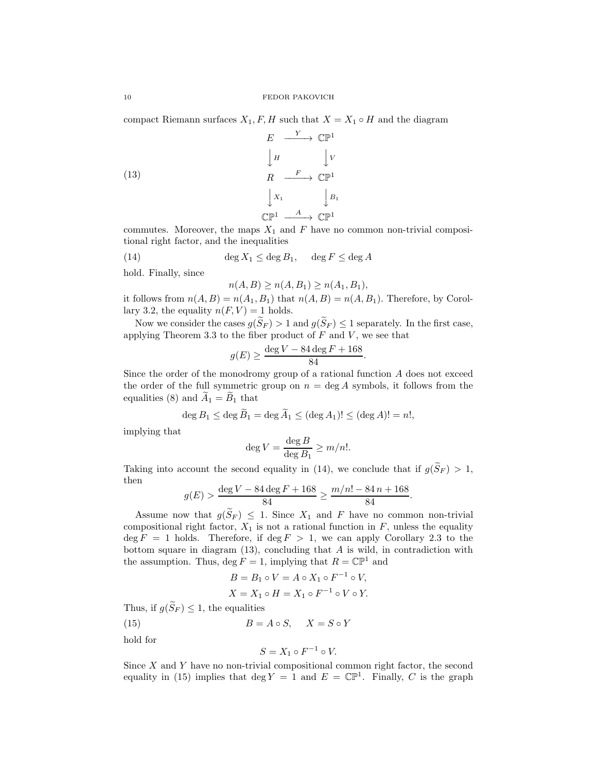compact Riemann surfaces $X_1, F, H$ such that $X = X_1 \circ H$ and the diagram

$$
\begin{array}{ccc}
E & \xrightarrow{\ Y\ } & \mathbb{CP}^1 \\
\Big\downarrow{\scriptstyle H} & & \Big\downarrow{\scriptstyle V} \\
R & \xrightarrow{\ F\ } & \mathbb{CP}^1 \\
\Big\downarrow{\scriptstyle X_1} & & \Big\downarrow{\scriptstyle B_1} \\
\mathbb{CP}^1 & \xrightarrow{\ A\ } & \mathbb{CP}^1
\end{array}
\tag{13}
$$

commutes. Moreover, the maps $X_1$ and $F$ have no common non-trivial compositional right factor, and the inequalities

$$\deg X_1 \leq \deg B_1, \qquad \deg F \leq \deg A \tag{14}$$

hold. Finally, since

$$n(A,B) \geq n(A,B_1) \geq n(A_1,B_1),$$

it follows from $n(A,B) = n(A_1,B_1)$ that $n(A,B) = n(A,B_1)$. Therefore, by Corollary 3.2, the equality $n(F,V) = 1$ holds.

Now we consider the cases $g(\widetilde{S}_F) > 1$ and $g(\widetilde{S}_F) \leq 1$ separately. In the first case, applying Theorem 3.3 to the fiber product of $F$ and $V$, we see that

$$g(E) \geq \frac{\deg V - 84 \deg F + 168}{84}.$$

Since the order of the monodromy group of a rational function $A$ does not exceed the order of the full symmetric group on $n = \deg A$ symbols, it follows from the equalities (8) and $\widetilde{A}_1 = \widetilde{B}_1$ that

$$\deg B_1 \leq \deg \widetilde{B}_1 = \deg \widetilde{A}_1 \leq (\deg A_1)! \leq (\deg A)! = n!,$$

implying that

$$\deg V = \frac{\deg B}{\deg B_1} \geq m/n!.$$

Taking into account the second equality in (14), we conclude that if $g(\widetilde{S}_F) > 1$, then

$$g(E) > \frac{\deg V - 84 \deg F + 168}{84} \geq \frac{m/n! - 84\, n + 168}{84}.$$

Assume now that $g(\widetilde{S}_F) \leq 1$. Since $X_1$ and $F$ have no common non-trivial compositional right factor, $X_1$ is not a rational function in $F$, unless the equality $\deg F = 1$ holds. Therefore, if $\deg F > 1$, we can apply Corollary 2.3 to the bottom square in diagram (13), concluding that $A$ is wild, in contradiction with the assumption. Thus, $\deg F = 1$, implying that $R = \mathbb{CP}^1$ and

$$B = B_1 \circ V = A \circ X_1 \circ F^{-1} \circ V,$$

$$X = X_1 \circ H = X_1 \circ F^{-1} \circ V \circ Y.$$

Thus, if $g(\widetilde{S}_F) \leq 1$, the equalities

$$B = A \circ S, \qquad X = S \circ Y \tag{15}$$

hold for

$$S = X_1 \circ F^{-1} \circ V.$$

Since $X$ and $Y$ have no non-trivial compositional common right factor, the second equality in (15) implies that $\deg Y = 1$ and $E = \mathbb{CP}^1$. Finally, $C$ is the graph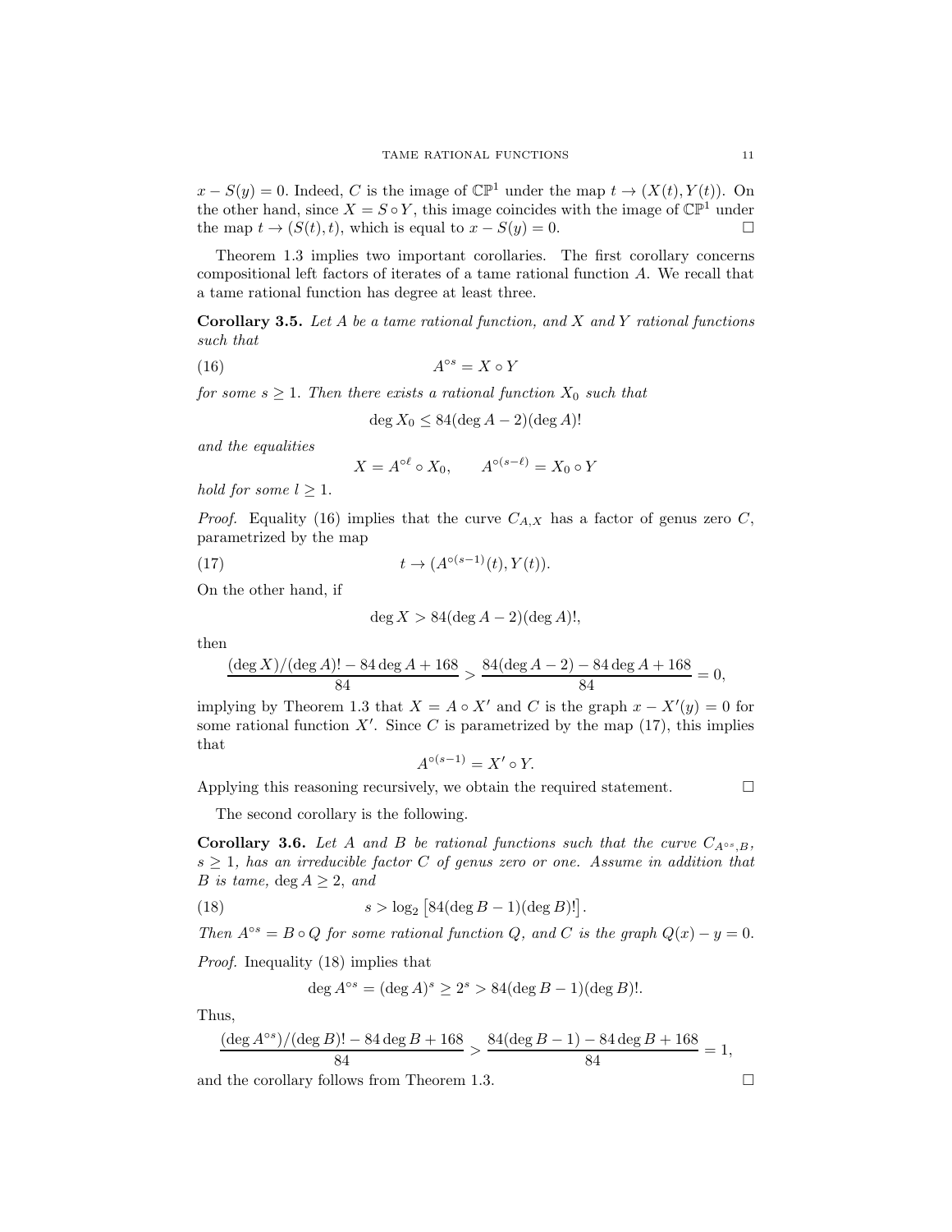$x - S(y) = 0$. Indeed, $C$ is the image of $\mathbb{CP}^1$ under the map $t \to (X(t), Y(t))$. On the other hand, since $X = S \circ Y$, this image coincides with the image of $\mathbb{CP}^1$ under the map $t \to (S(t), t)$, which is equal to $x - S(y) = 0$. □

Theorem 1.3 implies two important corollaries. The first corollary concerns compositional left factors of iterates of a tame rational function $A$. We recall that a tame rational function has degree at least three.

**Corollary 3.5.** *Let $A$ be a tame rational function, and $X$ and $Y$ rational functions such that*

$$A^{\circ s} = X \circ Y \tag{16}$$

*for some $s \geq 1$. Then there exists a rational function $X_0$ such that*

$$\deg X_0 \leq 84(\deg A - 2)(\deg A)!$$

*and the equalities*

$$X = A^{\circ \ell} \circ X_0, \qquad A^{\circ(s-\ell)} = X_0 \circ Y$$

*hold for some $l \geq 1$.*

*Proof.* Equality (16) implies that the curve $C_{A,X}$ has a factor of genus zero $C$, parametrized by the map

$$t \to (A^{\circ(s-1)}(t), Y(t)). \tag{17}$$

On the other hand, if

$$\deg X > 84(\deg A - 2)(\deg A)!,$$

then

$$\frac{(\deg X)/(\deg A)! - 84 \deg A + 168}{84} > \frac{84(\deg A - 2) - 84 \deg A + 168}{84} = 0,$$

implying by Theorem 1.3 that $X = A \circ X'$ and $C$ is the graph $x - X'(y) = 0$ for some rational function $X'$. Since $C$ is parametrized by the map (17), this implies that

$$A^{\circ(s-1)} = X' \circ Y.$$

Applying this reasoning recursively, we obtain the required statement. □

The second corollary is the following.

**Corollary 3.6.** *Let $A$ and $B$ be rational functions such that the curve $C_{A^{\circ s},B}$, $s \geq 1$, has an irreducible factor $C$ of genus zero or one. Assume in addition that $B$ is tame, $\deg A \geq 2$, and*

$$s > \log_2 \left[84(\deg B - 1)(\deg B)!\right]. \tag{18}$$

*Then $A^{\circ s} = B \circ Q$ for some rational function $Q$, and $C$ is the graph $Q(x) - y = 0$.*

*Proof.* Inequality (18) implies that

$$\deg A^{\circ s} = (\deg A)^s \geq 2^s > 84(\deg B - 1)(\deg B)!.$$

Thus,

$$\frac{(\deg A^{\circ s})/(\deg B)! - 84 \deg B + 168}{84} > \frac{84(\deg B - 1) - 84 \deg B + 168}{84} = 1,$$

and the corollary follows from Theorem 1.3. □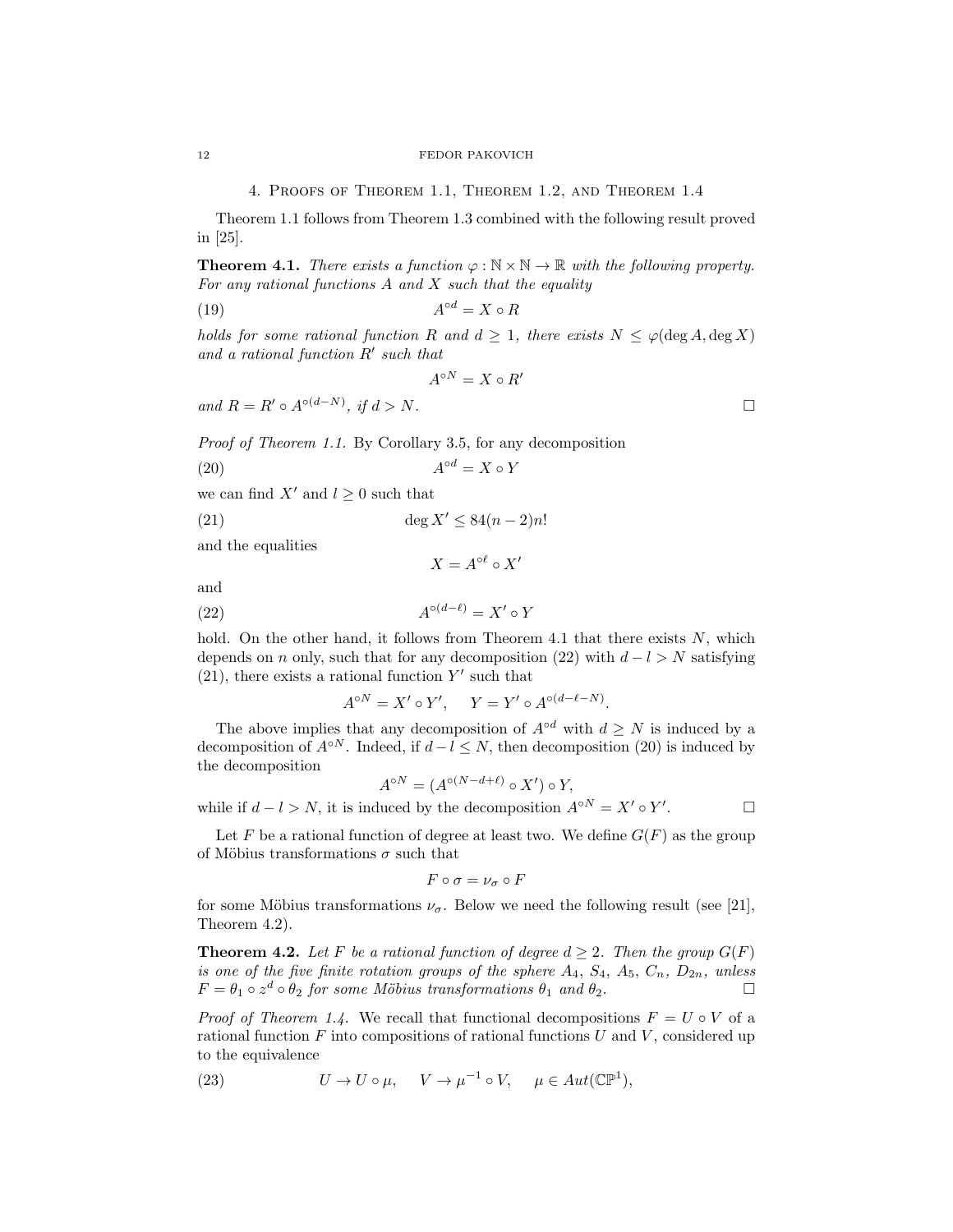## 4. Proofs of Theorem 1.1, Theorem 1.2, and Theorem 1.4

Theorem 1.1 follows from Theorem 1.3 combined with the following result proved in [25].

**Theorem 4.1.** *There exists a function $\varphi : \mathbb{N} \times \mathbb{N} \to \mathbb{R}$ with the following property. For any rational functions $A$ and $X$ such that the equality*

$$A^{\circ d} = X \circ R \tag{19}$$

*holds for some rational function $R$ and $d \geq 1$, there exists $N \leq \varphi(\deg A, \deg X)$ and a rational function $R'$ such that*

$$A^{\circ N} = X \circ R'$$

*and $R = R' \circ A^{\circ(d-N)}$, if $d > N$.* □

*Proof of Theorem 1.1.* By Corollary 3.5, for any decomposition

$$A^{\circ d} = X \circ Y \tag{20}$$

we can find $X'$ and $l \geq 0$ such that

$$\deg X' \leq 84(n-2)n! \tag{21}$$

and the equalities

$$X = A^{\circ \ell} \circ X'$$

and

$$A^{\circ(d-\ell)} = X' \circ Y \tag{22}$$

hold. On the other hand, it follows from Theorem 4.1 that there exists $N$, which depends on $n$ only, such that for any decomposition (22) with $d - l > N$ satisfying (21), there exists a rational function $Y'$ such that

$$A^{\circ N} = X' \circ Y', \quad Y = Y' \circ A^{\circ(d-\ell-N)}.$$

The above implies that any decomposition of $A^{\circ d}$ with $d \geq N$ is induced by a decomposition of $A^{\circ N}$. Indeed, if $d - l \leq N$, then decomposition (20) is induced by the decomposition

$$A^{\circ N} = (A^{\circ(N-d+\ell)} \circ X') \circ Y,$$

while if $d - l > N$, it is induced by the decomposition $A^{\circ N} = X' \circ Y'$. □

Let $F$ be a rational function of degree at least two. We define $G(F)$ as the group of Möbius transformations $\sigma$ such that

$$F \circ \sigma = \nu_\sigma \circ F$$

for some Möbius transformations $\nu_\sigma$. Below we need the following result (see [21], Theorem 4.2).

**Theorem 4.2.** *Let $F$ be a rational function of degree $d \geq 2$. Then the group $G(F)$ is one of the five finite rotation groups of the sphere $A_4$, $S_4$, $A_5$, $C_n$, $D_{2n}$, unless $F = \theta_1 \circ z^d \circ \theta_2$ for some Möbius transformations $\theta_1$ and $\theta_2$.* □

*Proof of Theorem 1.4.* We recall that functional decompositions $F = U \circ V$ of a rational function $F$ into compositions of rational functions $U$ and $V$, considered up to the equivalence

$$U \to U \circ \mu, \quad V \to \mu^{-1} \circ V, \quad \mu \in Aut(\mathbb{CP}^1), \tag{23}$$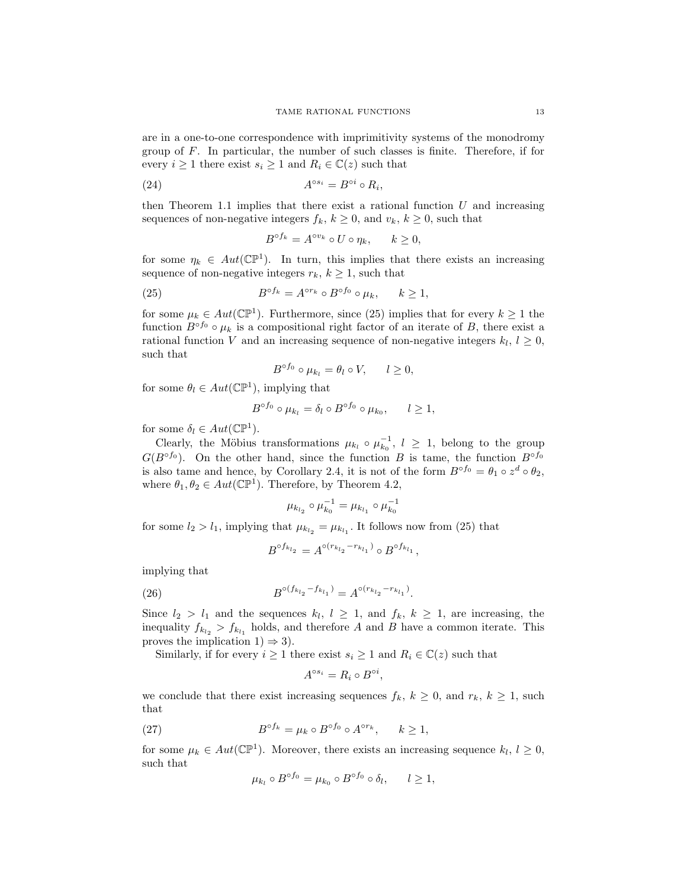are in a one-to-one correspondence with imprimitivity systems of the monodromy group of $F$. In particular, the number of such classes is finite. Therefore, if for every $i \geq 1$ there exist $s_i \geq 1$ and $R_i \in \mathbb{C}(z)$ such that

$$A^{\circ s_i} = B^{\circ i} \circ R_i, \tag{24}$$

then Theorem 1.1 implies that there exist a rational function $U$ and increasing sequences of non-negative integers $f_k$, $k \geq 0$, and $v_k$, $k \geq 0$, such that

$$B^{\circ f_k} = A^{\circ v_k} \circ U \circ \eta_k, \qquad k \geq 0,$$

for some $\eta_k \in Aut(\mathbb{CP}^1)$. In turn, this implies that there exists an increasing sequence of non-negative integers $r_k$, $k \geq 1$, such that

$$B^{\circ f_k} = A^{\circ r_k} \circ B^{\circ f_0} \circ \mu_k, \qquad k \geq 1, \tag{25}$$

for some $\mu_k \in Aut(\mathbb{CP}^1)$. Furthermore, since (25) implies that for every $k \geq 1$ the function $B^{\circ f_0} \circ \mu_k$ is a compositional right factor of an iterate of $B$, there exist a rational function $V$ and an increasing sequence of non-negative integers $k_l$, $l \geq 0$, such that

$$B^{\circ f_0} \circ \mu_{k_l} = \theta_l \circ V, \qquad l \geq 0,$$

for some $\theta_l \in Aut(\mathbb{CP}^1)$, implying that

$$B^{\circ f_0} \circ \mu_{k_l} = \delta_l \circ B^{\circ f_0} \circ \mu_{k_0}, \qquad l \geq 1,$$

for some $\delta_l \in Aut(\mathbb{CP}^1)$.

Clearly, the Möbius transformations $\mu_{k_l} \circ \mu_{k_0}^{-1}$, $l \geq 1$, belong to the group $G(B^{\circ f_0})$. On the other hand, since the function $B$ is tame, the function $B^{\circ f_0}$ is also tame and hence, by Corollary 2.4, it is not of the form $B^{\circ f_0} = \theta_1 \circ z^d \circ \theta_2$, where $\theta_1, \theta_2 \in Aut(\mathbb{CP}^1)$. Therefore, by Theorem 4.2,

$$\mu_{k_{l_2}} \circ \mu_{k_0}^{-1} = \mu_{k_{l_1}} \circ \mu_{k_0}^{-1}$$

for some $l_2 > l_1$, implying that $\mu_{k_{l_2}} = \mu_{k_{l_1}}$. It follows now from (25) that

$$B^{\circ f_{k_{l_2}}} = A^{\circ (r_{k_{l_2}} - r_{k_{l_1}})} \circ B^{\circ f_{k_{l_1}}},$$

implying that

$$B^{\circ (f_{k_{l_2}} - f_{k_{l_1}})} = A^{\circ (r_{k_{l_2}} - r_{k_{l_1}})}. \tag{26}$$

Since $l_2 > l_1$ and the sequences $k_l$, $l \geq 1$, and $f_k$, $k \geq 1$, are increasing, the inequality $f_{k_{l_2}} > f_{k_{l_1}}$ holds, and therefore $A$ and $B$ have a common iterate. This proves the implication 1) $\Rightarrow$ 3).

Similarly, if for every $i \geq 1$ there exist $s_i \geq 1$ and $R_i \in \mathbb{C}(z)$ such that

$$A^{\circ s_i} = R_i \circ B^{\circ i},$$

we conclude that there exist increasing sequences $f_k$, $k \geq 0$, and $r_k$, $k \geq 1$, such that

$$B^{\circ f_k} = \mu_k \circ B^{\circ f_0} \circ A^{\circ r_k}, \qquad k \geq 1, \tag{27}$$

for some $\mu_k \in Aut(\mathbb{CP}^1)$. Moreover, there exists an increasing sequence $k_l$, $l \geq 0$, such that

$$\mu_{k_l} \circ B^{\circ f_0} = \mu_{k_0} \circ B^{\circ f_0} \circ \delta_l, \qquad l \geq 1,$$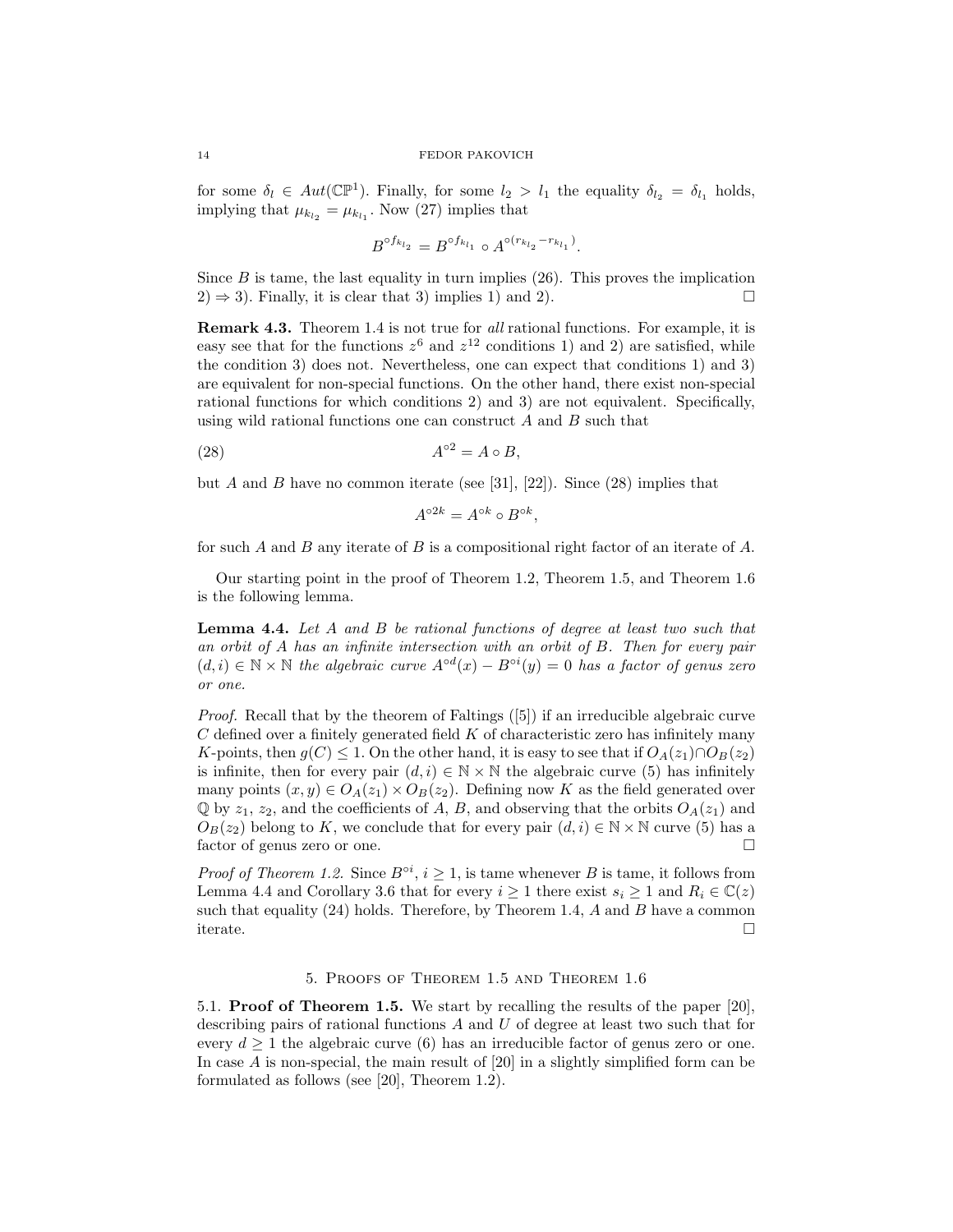for some $\delta_l \in Aut(\mathbb{CP}^1)$. Finally, for some $l_2 > l_1$ the equality $\delta_{l_2} = \delta_{l_1}$ holds, implying that $\mu_{k_{l_2}} = \mu_{k_{l_1}}$. Now (27) implies that

$$B^{\circ f_{k_{l_2}}} = B^{\circ f_{k_{l_1}}} \circ A^{\circ (r_{k_{l_2}} - r_{k_{l_1}})}.$$

Since $B$ is tame, the last equality in turn implies (26). This proves the implication 2) $\Rightarrow$ 3). Finally, it is clear that 3) implies 1) and 2). □

**Remark 4.3.** Theorem 1.4 is not true for *all* rational functions. For example, it is easy see that for the functions $z^6$ and $z^{12}$ conditions 1) and 2) are satisfied, while the condition 3) does not. Nevertheless, one can expect that conditions 1) and 3) are equivalent for non-special functions. On the other hand, there exist non-special rational functions for which conditions 2) and 3) are not equivalent. Specifically, using wild rational functions one can construct $A$ and $B$ such that

$$A^{\circ 2} = A \circ B, \tag{28}$$

but $A$ and $B$ have no common iterate (see [31], [22]). Since (28) implies that

$$A^{\circ 2k} = A^{\circ k} \circ B^{\circ k},$$

for such $A$ and $B$ any iterate of $B$ is a compositional right factor of an iterate of $A$.

Our starting point in the proof of Theorem 1.2, Theorem 1.5, and Theorem 1.6 is the following lemma.

**Lemma 4.4.** *Let $A$ and $B$ be rational functions of degree at least two such that an orbit of $A$ has an infinite intersection with an orbit of $B$. Then for every pair $(d, i) \in \mathbb{N} \times \mathbb{N}$ the algebraic curve $A^{\circ d}(x) - B^{\circ i}(y) = 0$ has a factor of genus zero or one.*

*Proof.* Recall that by the theorem of Faltings ([5]) if an irreducible algebraic curve $C$ defined over a finitely generated field $K$ of characteristic zero has infinitely many $K$-points, then $g(C) \leq 1$. On the other hand, it is easy to see that if $O_A(z_1) \cap O_B(z_2)$ is infinite, then for every pair $(d, i) \in \mathbb{N} \times \mathbb{N}$ the algebraic curve (5) has infinitely many points $(x, y) \in O_A(z_1) \times O_B(z_2)$. Defining now $K$ as the field generated over $\mathbb{Q}$ by $z_1$, $z_2$, and the coefficients of $A$, $B$, and observing that the orbits $O_A(z_1)$ and $O_B(z_2)$ belong to $K$, we conclude that for every pair $(d, i) \in \mathbb{N} \times \mathbb{N}$ curve (5) has a factor of genus zero or one. □

*Proof of Theorem 1.2.* Since $B^{\circ i}$, $i \geq 1$, is tame whenever $B$ is tame, it follows from Lemma 4.4 and Corollary 3.6 that for every $i \geq 1$ there exist $s_i \geq 1$ and $R_i \in \mathbb{C}(z)$ such that equality (24) holds. Therefore, by Theorem 1.4, $A$ and $B$ have a common iterate. □

## 5. Proofs of Theorem 1.5 and Theorem 1.6

5.1. **Proof of Theorem 1.5.** We start by recalling the results of the paper [20], describing pairs of rational functions $A$ and $U$ of degree at least two such that for every $d \geq 1$ the algebraic curve (6) has an irreducible factor of genus zero or one. In case $A$ is non-special, the main result of [20] in a slightly simplified form can be formulated as follows (see [20], Theorem 1.2).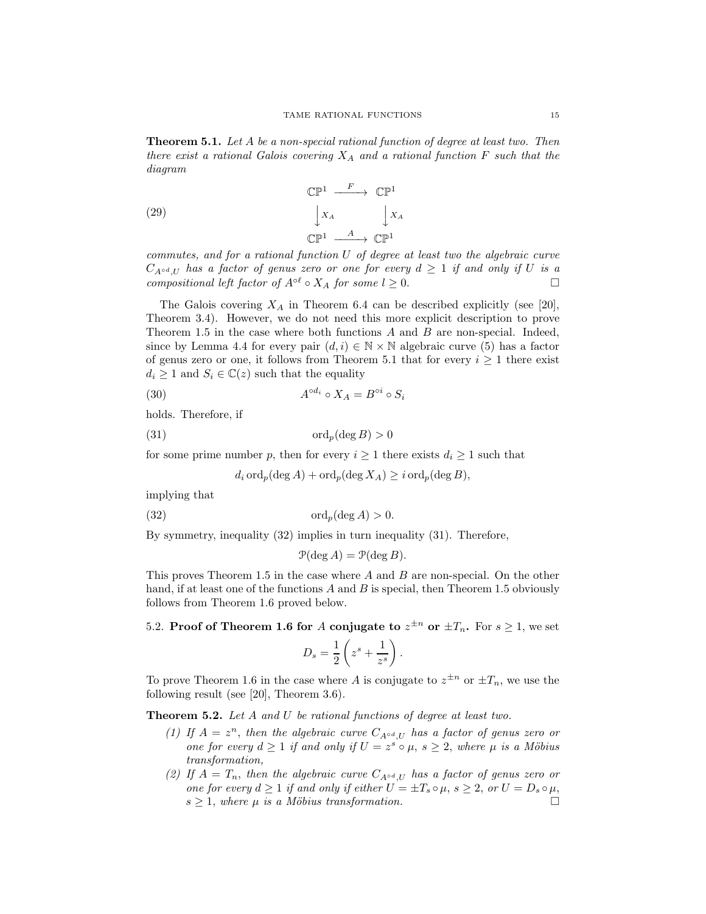**Theorem 5.1.** *Let $A$ be a non-special rational function of degree at least two. Then there exist a rational Galois covering $X_A$ and a rational function $F$ such that the diagram*

$$
\begin{array}{ccc}
\mathbb{CP}^1 & \xrightarrow{\ F\ } & \mathbb{CP}^1 \\
\big\downarrow X_A & & \big\downarrow X_A \\
\mathbb{CP}^1 & \xrightarrow{\ A\ } & \mathbb{CP}^1
\end{array}
\tag{29}
$$

*commutes, and for a rational function $U$ of degree at least two the algebraic curve $C_{A^{\circ d},U}$ has a factor of genus zero or one for every $d \geq 1$ if and only if $U$ is a compositional left factor of $A^{\circ \ell} \circ X_A$ for some $l \geq 0$.* $\square$

The Galois covering $X_A$ in Theorem 6.4 can be described explicitly (see [20], Theorem 3.4). However, we do not need this more explicit description to prove Theorem 1.5 in the case where both functions $A$ and $B$ are non-special. Indeed, since by Lemma 4.4 for every pair $(d, i) \in \mathbb{N} \times \mathbb{N}$ algebraic curve (5) has a factor of genus zero or one, it follows from Theorem 5.1 that for every $i \geq 1$ there exist $d_i \geq 1$ and $S_i \in \mathbb{C}(z)$ such that the equality

$$A^{\circ d_i} \circ X_A = B^{\circ i} \circ S_i \tag{30}$$

holds. Therefore, if

$$\mathrm{ord}_p(\deg B) > 0 \tag{31}$$

for some prime number $p$, then for every $i \geq 1$ there exists $d_i \geq 1$ such that

$$d_i \, \mathrm{ord}_p(\deg A) + \mathrm{ord}_p(\deg X_A) \geq i \, \mathrm{ord}_p(\deg B),$$

implying that

$$\mathrm{ord}_p(\deg A) > 0. \tag{32}$$

By symmetry, inequality (32) implies in turn inequality (31). Therefore,

$$\mathcal{P}(\deg A) = \mathcal{P}(\deg B).$$

This proves Theorem 1.5 in the case where $A$ and $B$ are non-special. On the other hand, if at least one of the functions $A$ and $B$ is special, then Theorem 1.5 obviously follows from Theorem 1.6 proved below.

### 5.2. Proof of Theorem 1.6 for $A$ conjugate to $z^{\pm n}$ or $\pm T_n$.

For $s \geq 1$, we set

$$D_s = \frac{1}{2}\left(z^s + \frac{1}{z^s}\right).$$

To prove Theorem 1.6 in the case where $A$ is conjugate to $z^{\pm n}$ or $\pm T_n$, we use the following result (see [20], Theorem 3.6).

**Theorem 5.2.** *Let $A$ and $U$ be rational functions of degree at least two.*

1. *If $A = z^n$, then the algebraic curve $C_{A^{\circ d},U}$ has a factor of genus zero or one for every $d \geq 1$ if and only if $U = z^s \circ \mu$, $s \geq 2$, where $\mu$ is a Möbius transformation,*
2. *If $A = T_n$, then the algebraic curve $C_{A^{\circ d},U}$ has a factor of genus zero or one for every $d \geq 1$ if and only if either $U = \pm T_s \circ \mu$, $s \geq 2$, or $U = D_s \circ \mu$, $s \geq 1$, where $\mu$ is a Möbius transformation.* $\square$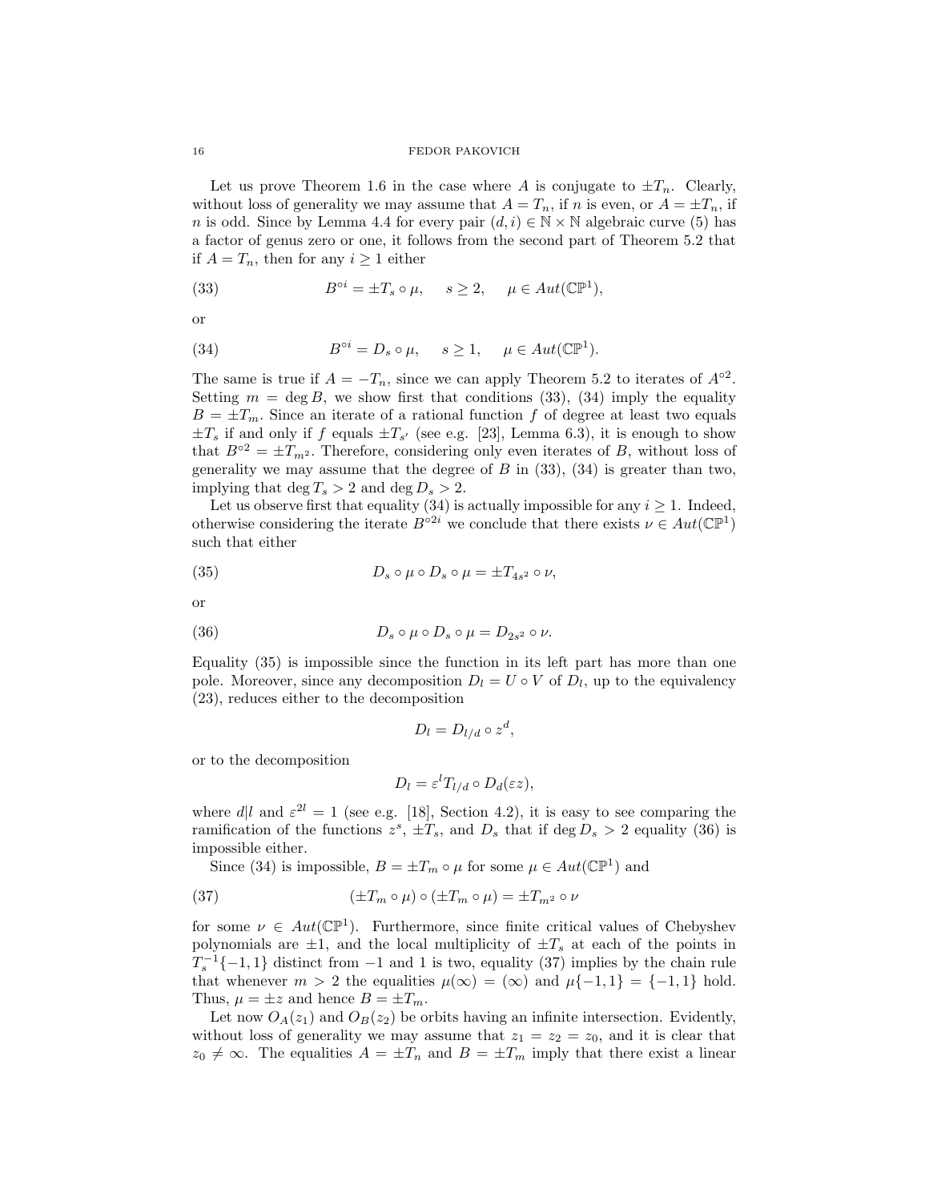Let us prove Theorem 1.6 in the case where $A$ is conjugate to $\pm T_n$. Clearly, without loss of generality we may assume that $A = T_n$, if $n$ is even, or $A = \pm T_n$, if $n$ is odd. Since by Lemma 4.4 for every pair $(d,i) \in \mathbb{N} \times \mathbb{N}$ algebraic curve (5) has a factor of genus zero or one, it follows from the second part of Theorem 5.2 that if $A = T_n$, then for any $i \geq 1$ either

$$B^{\circ i} = \pm T_s \circ \mu, \quad s \geq 2, \quad \mu \in Aut(\mathbb{CP}^1), \tag{33}$$

or

$$B^{\circ i} = D_s \circ \mu, \quad s \geq 1, \quad \mu \in Aut(\mathbb{CP}^1). \tag{34}$$

The same is true if $A = -T_n$, since we can apply Theorem 5.2 to iterates of $A^{\circ 2}$. Setting $m = \deg B$, we show first that conditions (33), (34) imply the equality $B = \pm T_m$. Since an iterate of a rational function $f$ of degree at least two equals $\pm T_s$ if and only if $f$ equals $\pm T_{s'}$ (see e.g. [23], Lemma 6.3), it is enough to show that $B^{\circ 2} = \pm T_{m^2}$. Therefore, considering only even iterates of $B$, without loss of generality we may assume that the degree of $B$ in (33), (34) is greater than two, implying that $\deg T_s > 2$ and $\deg D_s > 2$.

Let us observe first that equality (34) is actually impossible for any $i \geq 1$. Indeed, otherwise considering the iterate $B^{\circ 2i}$ we conclude that there exists $\nu \in Aut(\mathbb{CP}^1)$ such that either

$$D_s \circ \mu \circ D_s \circ \mu = \pm T_{4s^2} \circ \nu, \tag{35}$$

or

$$D_s \circ \mu \circ D_s \circ \mu = D_{2s^2} \circ \nu. \tag{36}$$

Equality (35) is impossible since the function in its left part has more than one pole. Moreover, since any decomposition $D_l = U \circ V$ of $D_l$, up to the equivalency (23), reduces either to the decomposition

$$D_l = D_{l/d} \circ z^d,$$

or to the decomposition

$$D_l = \varepsilon^l T_{l/d} \circ D_d(\varepsilon z),$$

where $d|l$ and $\varepsilon^{2l} = 1$ (see e.g. [18], Section 4.2), it is easy to see comparing the ramification of the functions $z^s$, $\pm T_s$, and $D_s$ that if $\deg D_s > 2$ equality (36) is impossible either.

Since (34) is impossible, $B = \pm T_m \circ \mu$ for some $\mu \in Aut(\mathbb{CP}^1)$ and

$$(\pm T_m \circ \mu) \circ (\pm T_m \circ \mu) = \pm T_{m^2} \circ \nu \tag{37}$$

for some $\nu \in Aut(\mathbb{CP}^1)$. Furthermore, since finite critical values of Chebyshev polynomials are $\pm 1$, and the local multiplicity of $\pm T_s$ at each of the points in $T_s^{-1}\{-1,1\}$ distinct from $-1$ and $1$ is two, equality (37) implies by the chain rule that whenever $m > 2$ the equalities $\mu(\infty) = (\infty)$ and $\mu\{-1,1\} = \{-1,1\}$ hold. Thus, $\mu = \pm z$ and hence $B = \pm T_m$.

Let now $O_A(z_1)$ and $O_B(z_2)$ be orbits having an infinite intersection. Evidently, without loss of generality we may assume that $z_1 = z_2 = z_0$, and it is clear that $z_0 \neq \infty$. The equalities $A = \pm T_n$ and $B = \pm T_m$ imply that there exist a linear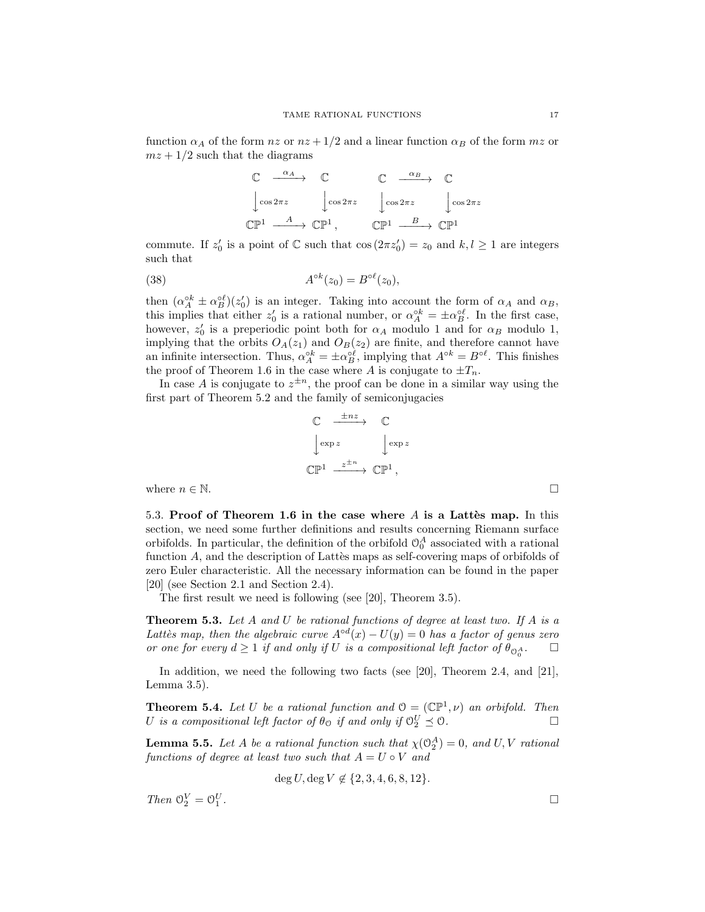function $\alpha_A$ of the form $nz$ or $nz + 1/2$ and a linear function $\alpha_B$ of the form $mz$ or $mz + 1/2$ such that the diagrams

$$
\begin{array}{ccc}
\mathbb{C} & \xrightarrow{\alpha_A} & \mathbb{C} \\
\downarrow{\scriptstyle \cos 2\pi z} & & \downarrow{\scriptstyle \cos 2\pi z} \\
\mathbb{CP}^1 & \xrightarrow{A} & \mathbb{CP}^1
\end{array},
\qquad
\begin{array}{ccc}
\mathbb{C} & \xrightarrow{\alpha_B} & \mathbb{C} \\
\downarrow{\scriptstyle \cos 2\pi z} & & \downarrow{\scriptstyle \cos 2\pi z} \\
\mathbb{CP}^1 & \xrightarrow{B} & \mathbb{CP}^1
\end{array}
$$

commute. If $z_0'$ is a point of $\mathbb{C}$ such that $\cos(2\pi z_0') = z_0$ and $k, l \geq 1$ are integers such that

$$
A^{\circ k}(z_0) = B^{\circ \ell}(z_0), \tag{38}
$$

then $(\alpha_A^{\circ k} \pm \alpha_B^{\circ \ell})(z_0')$ is an integer. Taking into account the form of $\alpha_A$ and $\alpha_B$, this implies that either $z_0'$ is a rational number, or $\alpha_A^{\circ k} = \pm \alpha_B^{\circ \ell}$. In the first case, however, $z_0'$ is a preperiodic point both for $\alpha_A$ modulo 1 and for $\alpha_B$ modulo 1, implying that the orbits $O_A(z_1)$ and $O_B(z_2)$ are finite, and therefore cannot have an infinite intersection. Thus, $\alpha_A^{\circ k} = \pm \alpha_B^{\circ \ell}$, implying that $A^{\circ k} = B^{\circ \ell}$. This finishes the proof of Theorem 1.6 in the case where $A$ is conjugate to $\pm T_n$.

In case $A$ is conjugate to $z^{\pm n}$, the proof can be done in a similar way using the first part of Theorem 5.2 and the family of semiconjugacies

$$
\begin{array}{ccc}
\mathbb{C} & \xrightarrow{\pm nz} & \mathbb{C} \\
\downarrow{\scriptstyle \exp z} & & \downarrow{\scriptstyle \exp z} \\
\mathbb{CP}^1 & \xrightarrow{z^{\pm n}} & \mathbb{CP}^1
\end{array},
$$

where $n \in \mathbb{N}$. $\square$

### 5.3. Proof of Theorem 1.6 in the case where $A$ is a Lattès map.

In this section, we need some further definitions and results concerning Riemann surface orbifolds. In particular, the definition of the orbifold $\mathcal{O}_0^A$ associated with a rational function $A$, and the description of Lattès maps as self-covering maps of orbifolds of zero Euler characteristic. All the necessary information can be found in the paper [20] (see Section 2.1 and Section 2.4).

The first result we need is following (see [20], Theorem 3.5).

**Theorem 5.3.** *Let $A$ and $U$ be rational functions of degree at least two. If $A$ is a Lattès map, then the algebraic curve $A^{\circ d}(x) - U(y) = 0$ has a factor of genus zero or one for every $d \geq 1$ if and only if $U$ is a compositional left factor of $\theta_{\mathcal{O}_0^A}$.* $\square$

In addition, we need the following two facts (see [20], Theorem 2.4, and [21], Lemma 3.5).

**Theorem 5.4.** *Let $U$ be a rational function and $\mathcal{O} = (\mathbb{CP}^1, \nu)$ an orbifold. Then $U$ is a compositional left factor of $\theta_{\mathcal{O}}$ if and only if $\mathcal{O}_2^U \preceq \mathcal{O}$.* $\square$

**Lemma 5.5.** *Let $A$ be a rational function such that $\chi(\mathcal{O}_2^A) = 0$, and $U, V$ rational functions of degree at least two such that $A = U \circ V$ and*

$$
\deg U, \deg V \notin \{2, 3, 4, 6, 8, 12\}.
$$

*Then $\mathcal{O}_2^V = \mathcal{O}_1^U$.* $\square$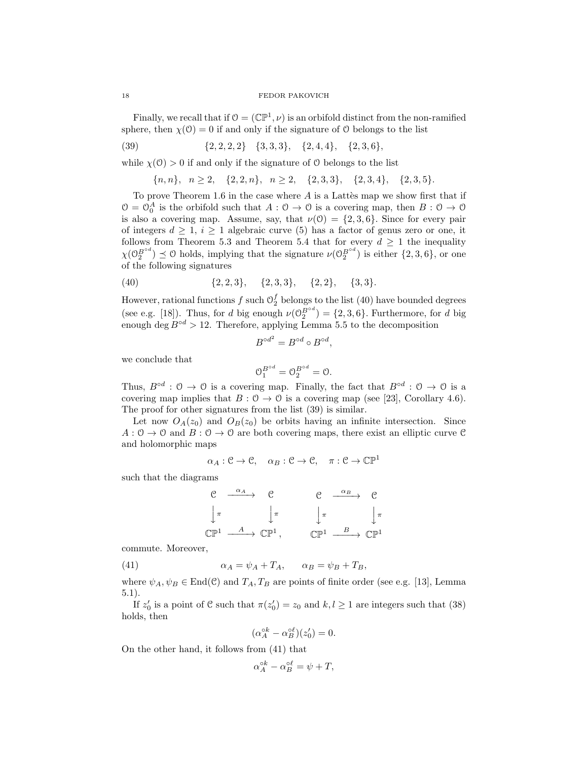Finally, we recall that if $\mathcal{O} = (\mathbb{CP}^1, \nu)$ is an orbifold distinct from the non-ramified sphere, then $\chi(\mathcal{O}) = 0$ if and only if the signature of $\mathcal{O}$ belongs to the list

$$\{2,2,2,2\} \quad \{3,3,3\}, \quad \{2,4,4\}, \quad \{2,3,6\}, \tag{39}$$

while $\chi(\mathcal{O}) > 0$ if and only if the signature of $\mathcal{O}$ belongs to the list

$$\{n,n\}, \;\; n \geq 2, \quad \{2,2,n\}, \;\; n \geq 2, \quad \{2,3,3\}, \quad \{2,3,4\}, \quad \{2,3,5\}.$$

To prove Theorem 1.6 in the case where $A$ is a Lattès map we show first that if $\mathcal{O} = \mathcal{O}_0^A$ is the orbifold such that $A : \mathcal{O} \to \mathcal{O}$ is a covering map, then $B : \mathcal{O} \to \mathcal{O}$ is also a covering map. Assume, say, that $\nu(\mathcal{O}) = \{2,3,6\}$. Since for every pair of integers $d \geq 1$, $i \geq 1$ algebraic curve (5) has a factor of genus zero or one, it follows from Theorem 5.3 and Theorem 5.4 that for every $d \geq 1$ the inequality $\chi(\mathcal{O}_2^{B^{\circ d}}) \preceq \mathcal{O}$ holds, implying that the signature $\nu(\mathcal{O}_2^{B^{\circ d}})$ is either $\{2,3,6\}$, or one of the following signatures

$$\{2,2,3\}, \quad \{2,3,3\}, \quad \{2,2\}, \quad \{3,3\}. \tag{40}$$

However, rational functions $f$ such $\mathcal{O}_2^f$ belongs to the list (40) have bounded degrees (see e.g. [18]). Thus, for $d$ big enough $\nu(\mathcal{O}_2^{B^{\circ d}}) = \{2,3,6\}$. Furthermore, for $d$ big enough $\deg B^{\circ d} > 12$. Therefore, applying Lemma 5.5 to the decomposition

$$B^{\circ d^2} = B^{\circ d} \circ B^{\circ d},$$

we conclude that

$$\mathcal{O}_1^{B^{\circ d}} = \mathcal{O}_2^{B^{\circ d}} = \mathcal{O}.$$

Thus, $B^{\circ d} : \mathcal{O} \to \mathcal{O}$ is a covering map. Finally, the fact that $B^{\circ d} : \mathcal{O} \to \mathcal{O}$ is a covering map implies that $B : \mathcal{O} \to \mathcal{O}$ is a covering map (see [23], Corollary 4.6). The proof for other signatures from the list (39) is similar.

Let now $O_A(z_0)$ and $O_B(z_0)$ be orbits having an infinite intersection. Since $A : \mathcal{O} \to \mathcal{O}$ and $B : \mathcal{O} \to \mathcal{O}$ are both covering maps, there exist an elliptic curve $\mathcal{C}$ and holomorphic maps

$$\alpha_A : \mathcal{C} \to \mathcal{C}, \quad \alpha_B : \mathcal{C} \to \mathcal{C}, \quad \pi : \mathcal{C} \to \mathbb{CP}^1$$

such that the diagrams

$$\begin{array}{ccc} \mathcal{C} & \xrightarrow{\alpha_A} & \mathcal{C} \\ \downarrow \pi & & \downarrow \pi \\ \mathbb{CP}^1 & \xrightarrow{A} & \mathbb{CP}^1 \end{array}, \qquad \begin{array}{ccc} \mathcal{C} & \xrightarrow{\alpha_B} & \mathcal{C} \\ \downarrow \pi & & \downarrow \pi \\ \mathbb{CP}^1 & \xrightarrow{B} & \mathbb{CP}^1 \end{array}$$

commute. Moreover,

$$\alpha_A = \psi_A + T_A, \qquad \alpha_B = \psi_B + T_B, \tag{41}$$

where $\psi_A, \psi_B \in \mathrm{End}(\mathcal{C})$ and $T_A, T_B$ are points of finite order (see e.g. [13], Lemma 5.1).

If $z_0'$ is a point of $\mathcal{C}$ such that $\pi(z_0') = z_0$ and $k, l \geq 1$ are integers such that (38) holds, then

$$(\alpha_A^{\circ k} - \alpha_B^{\circ \ell})(z_0') = 0.$$

On the other hand, it follows from (41) that

$$\alpha_A^{\circ k} - \alpha_B^{\circ \ell} = \psi + T,$$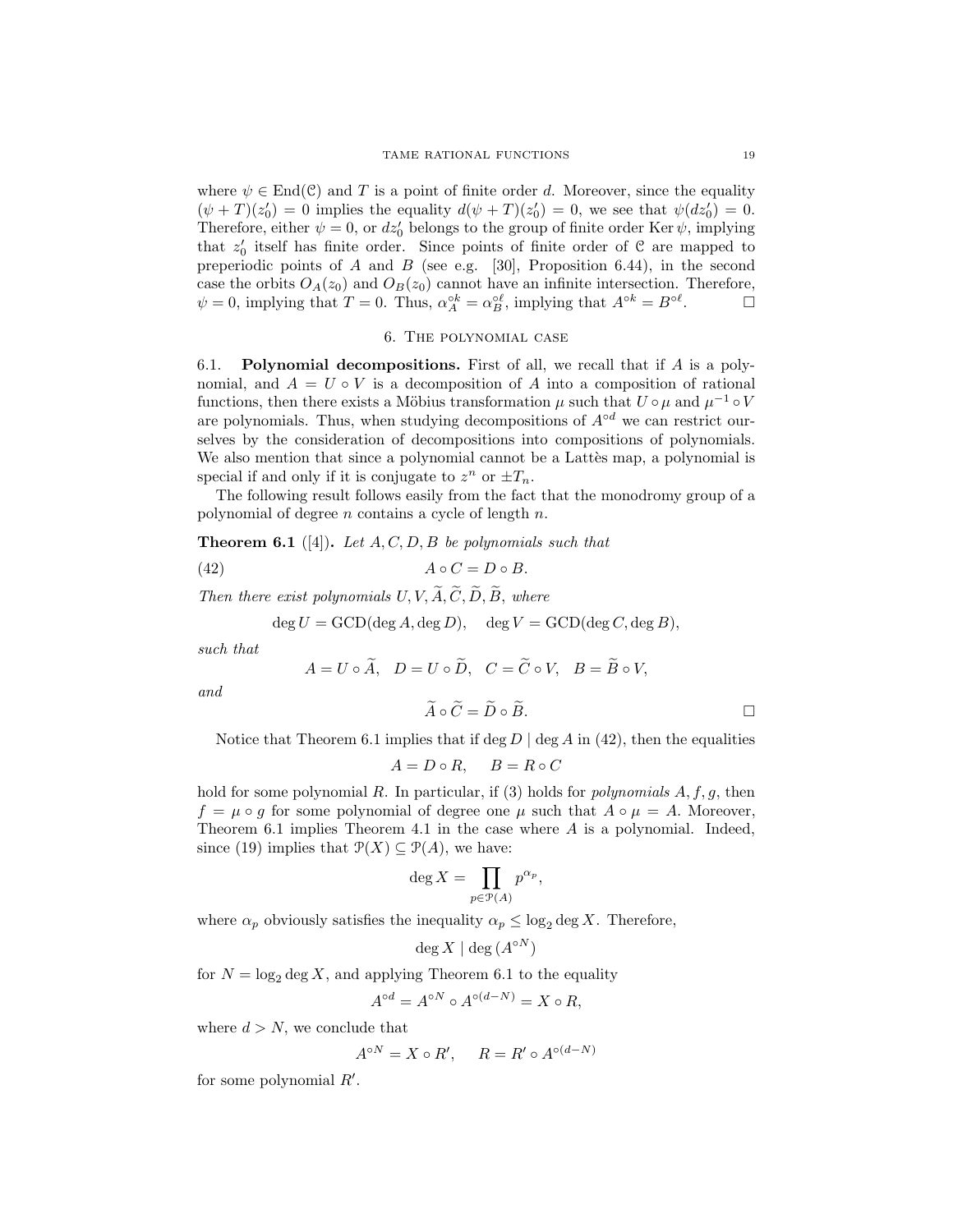where $\psi \in \operatorname{End}(\mathcal{C})$ and $T$ is a point of finite order $d$. Moreover, since the equality $(\psi + T)(z_0') = 0$ implies the equality $d(\psi + T)(z_0') = 0$, we see that $\psi(dz_0') = 0$. Therefore, either $\psi = 0$, or $dz_0'$ belongs to the group of finite order $\operatorname{Ker} \psi$, implying that $z_0'$ itself has finite order. Since points of finite order of $\mathcal{C}$ are mapped to preperiodic points of $A$ and $B$ (see e.g. [30], Proposition 6.44), in the second case the orbits $O_A(z_0)$ and $O_B(z_0)$ cannot have an infinite intersection. Therefore, $\psi = 0$, implying that $T = 0$. Thus, $\alpha_A^{\circ k} = \alpha_B^{\circ \ell}$, implying that $A^{\circ k} = B^{\circ \ell}$. $\square$

## 6. The polynomial case

6.1. **Polynomial decompositions.** First of all, we recall that if $A$ is a polynomial, and $A = U \circ V$ is a decomposition of $A$ into a composition of rational functions, then there exists a Möbius transformation $\mu$ such that $U \circ \mu$ and $\mu^{-1} \circ V$ are polynomials. Thus, when studying decompositions of $A^{\circ d}$ we can restrict ourselves by the consideration of decompositions into compositions of polynomials. We also mention that since a polynomial cannot be a Lattès map, a polynomial is special if and only if it is conjugate to $z^n$ or $\pm T_n$.

The following result follows easily from the fact that the monodromy group of a polynomial of degree $n$ contains a cycle of length $n$.

**Theorem 6.1** ([4]). *Let $A, C, D, B$ be polynomials such that*

$$A \circ C = D \circ B. \tag{42}$$

*Then there exist polynomials $U, V, \widetilde{A}, \widetilde{C}, \widetilde{D}, \widetilde{B}$, where*

$$\deg U = \operatorname{GCD}(\deg A, \deg D), \quad \deg V = \operatorname{GCD}(\deg C, \deg B),$$

*such that*

$$A = U \circ \widetilde{A}, \quad D = U \circ \widetilde{D}, \quad C = \widetilde{C} \circ V, \quad B = \widetilde{B} \circ V,$$

*and*

$$\widetilde{A} \circ \widetilde{C} = \widetilde{D} \circ \widetilde{B}.$$

$\square$

Notice that Theorem 6.1 implies that if $\deg D \mid \deg A$ in (42), then the equalities

$$A = D \circ R, \quad B = R \circ C$$

hold for some polynomial $R$. In particular, if (3) holds for *polynomials* $A, f, g$, then $f = \mu \circ g$ for some polynomial of degree one $\mu$ such that $A \circ \mu = A$. Moreover, Theorem 6.1 implies Theorem 4.1 in the case where $A$ is a polynomial. Indeed, since (19) implies that $\mathcal{P}(X) \subseteq \mathcal{P}(A)$, we have:

$$\deg X = \prod_{p \in \mathcal{P}(A)} p^{\alpha_p},$$

where $\alpha_p$ obviously satisfies the inequality $\alpha_p \leq \log_2 \deg X$. Therefore,

$$\deg X \mid \deg (A^{\circ N})$$

for $N = \log_2 \deg X$, and applying Theorem 6.1 to the equality

$$A^{\circ d} = A^{\circ N} \circ A^{\circ (d-N)} = X \circ R,$$

where $d > N$, we conclude that

$$A^{\circ N} = X \circ R', \quad R = R' \circ A^{\circ (d-N)}$$

for some polynomial $R'$.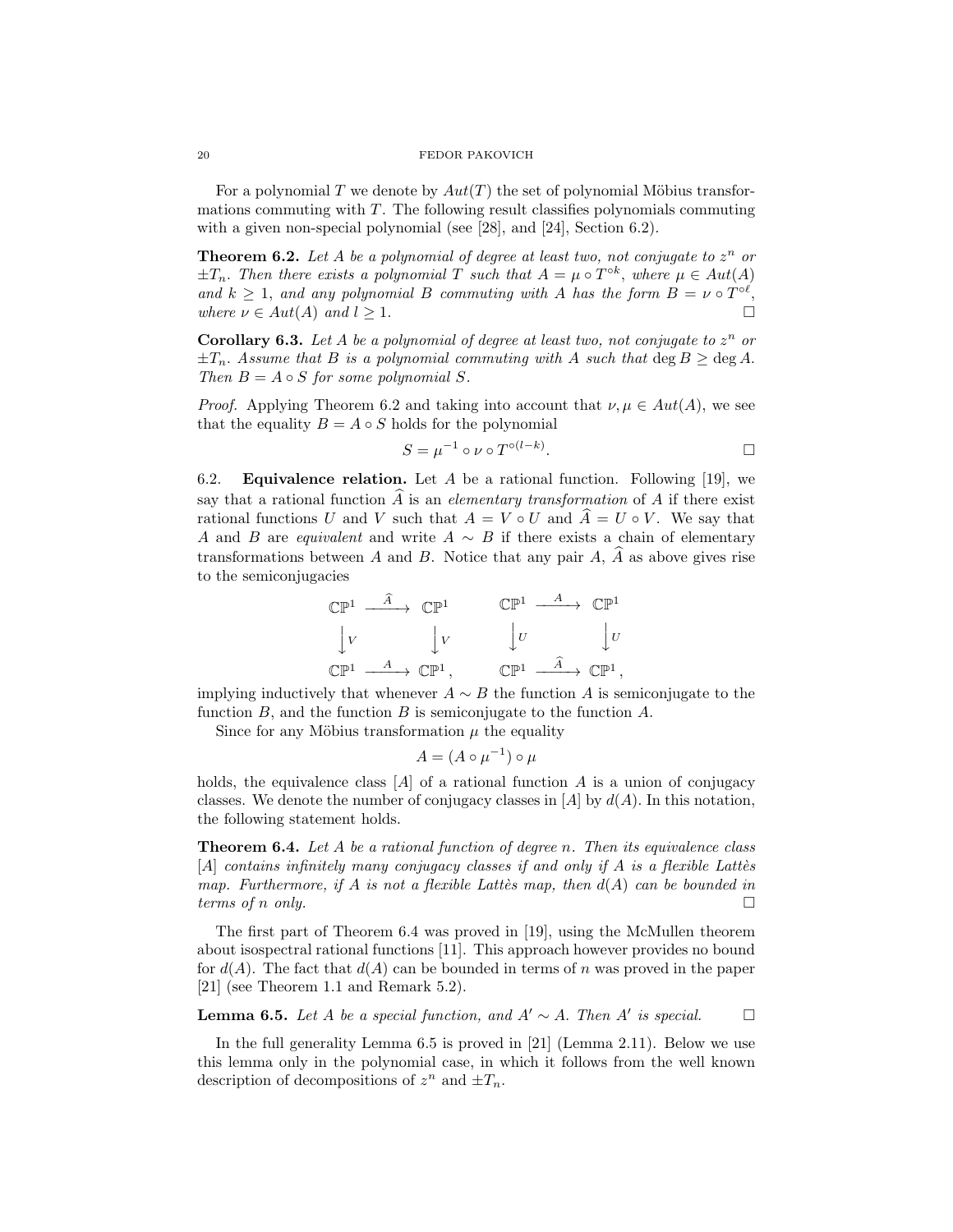For a polynomial $T$ we denote by $Aut(T)$ the set of polynomial Möbius transformations commuting with $T$. The following result classifies polynomials commuting with a given non-special polynomial (see [28], and [24], Section 6.2).

**Theorem 6.2.** *Let $A$ be a polynomial of degree at least two, not conjugate to $z^n$ or $\pm T_n$. Then there exists a polynomial $T$ such that $A = \mu \circ T^{\circ k}$, where $\mu \in Aut(A)$ and $k \geq 1$, and any polynomial $B$ commuting with $A$ has the form $B = \nu \circ T^{\circ \ell}$, where $\nu \in Aut(A)$ and $l \geq 1$.* □

**Corollary 6.3.** *Let $A$ be a polynomial of degree at least two, not conjugate to $z^n$ or $\pm T_n$. Assume that $B$ is a polynomial commuting with $A$ such that $\deg B \geq \deg A$. Then $B = A \circ S$ for some polynomial $S$.*

*Proof.* Applying Theorem 6.2 and taking into account that $\nu, \mu \in Aut(A)$, we see that the equality $B = A \circ S$ holds for the polynomial

$$S = \mu^{-1} \circ \nu \circ T^{\circ (l-k)}.$$

□

6.2. **Equivalence relation.** Let $A$ be a rational function. Following [19], we say that a rational function $\widehat{A}$ is an *elementary transformation* of $A$ if there exist rational functions $U$ and $V$ such that $A = V \circ U$ and $\widehat{A} = U \circ V$. We say that $A$ and $B$ are *equivalent* and write $A \sim B$ if there exists a chain of elementary transformations between $A$ and $B$. Notice that any pair $A$, $\widehat{A}$ as above gives rise to the semiconjugacies

$$\begin{array}{ccc} \mathbb{CP}^1 & \xrightarrow{\widehat{A}} & \mathbb{CP}^1 \\ \downarrow V & & \downarrow V \\ \mathbb{CP}^1 & \xrightarrow{A} & \mathbb{CP}^1 \end{array}, \qquad \begin{array}{ccc} \mathbb{CP}^1 & \xrightarrow{A} & \mathbb{CP}^1 \\ \downarrow U & & \downarrow U \\ \mathbb{CP}^1 & \xrightarrow{\widehat{A}} & \mathbb{CP}^1 \end{array},$$

implying inductively that whenever $A \sim B$ the function $A$ is semiconjugate to the function $B$, and the function $B$ is semiconjugate to the function $A$.

Since for any Möbius transformation $\mu$ the equality

$$A = (A \circ \mu^{-1}) \circ \mu$$

holds, the equivalence class $[A]$ of a rational function $A$ is a union of conjugacy classes. We denote the number of conjugacy classes in $[A]$ by $d(A)$. In this notation, the following statement holds.

**Theorem 6.4.** *Let $A$ be a rational function of degree $n$. Then its equivalence class $[A]$ contains infinitely many conjugacy classes if and only if $A$ is a flexible Lattès map. Furthermore, if $A$ is not a flexible Lattès map, then $d(A)$ can be bounded in terms of $n$ only.* □

The first part of Theorem 6.4 was proved in [19], using the McMullen theorem about isospectral rational functions [11]. This approach however provides no bound for $d(A)$. The fact that $d(A)$ can be bounded in terms of $n$ was proved in the paper [21] (see Theorem 1.1 and Remark 5.2).

**Lemma 6.5.** *Let $A$ be a special function, and $A' \sim A$. Then $A'$ is special.* □

In the full generality Lemma 6.5 is proved in [21] (Lemma 2.11). Below we use this lemma only in the polynomial case, in which it follows from the well known description of decompositions of $z^n$ and $\pm T_n$.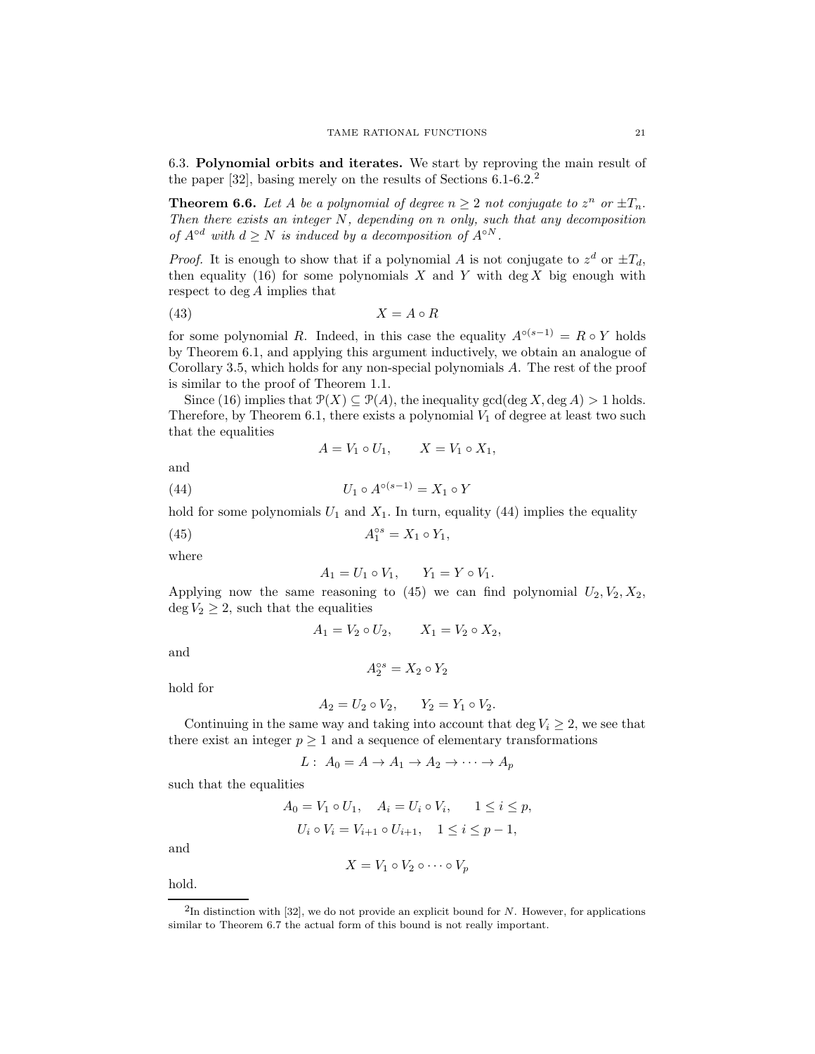### 6.3. Polynomial orbits and iterates.

We start by reproving the main result of the paper [32], basing merely on the results of Sections 6.1-6.2.[2]

**Theorem 6.6.** *Let $A$ be a polynomial of degree $n \geq 2$ not conjugate to $z^n$ or $\pm T_n$. Then there exists an integer $N$, depending on $n$ only, such that any decomposition of $A^{\circ d}$ with $d \geq N$ is induced by a decomposition of $A^{\circ N}$.*

*Proof.* It is enough to show that if a polynomial $A$ is not conjugate to $z^d$ or $\pm T_d$, then equality (16) for some polynomials $X$ and $Y$ with $\deg X$ big enough with respect to $\deg A$ implies that

$$X = A \circ R \tag{43}$$

for some polynomial $R$. Indeed, in this case the equality $A^{\circ(s-1)} = R \circ Y$ holds by Theorem 6.1, and applying this argument inductively, we obtain an analogue of Corollary 3.5, which holds for any non-special polynomials $A$. The rest of the proof is similar to the proof of Theorem 1.1.

Since (16) implies that $\mathcal{P}(X) \subseteq \mathcal{P}(A)$, the inequality $\gcd(\deg X, \deg A) > 1$ holds. Therefore, by Theorem 6.1, there exists a polynomial $V_1$ of degree at least two such that the equalities

$$A = V_1 \circ U_1, \qquad X = V_1 \circ X_1,$$

and

$$U_1 \circ A^{\circ(s-1)} = X_1 \circ Y \tag{44}$$

hold for some polynomials $U_1$ and $X_1$. In turn, equality (44) implies the equality

$$A_1^{\circ s} = X_1 \circ Y_1, \tag{45}$$

where

$$A_1 = U_1 \circ V_1, \qquad Y_1 = Y \circ V_1.$$

Applying now the same reasoning to (45) we can find polynomial $U_2, V_2, X_2$, $\deg V_2 \geq 2$, such that the equalities

$$A_1 = V_2 \circ U_2, \qquad X_1 = V_2 \circ X_2,$$

and

$$A_2^{\circ s} = X_2 \circ Y_2$$

hold for

$$A_2 = U_2 \circ V_2, \qquad Y_2 = Y_1 \circ V_2.$$

Continuing in the same way and taking into account that $\deg V_i \geq 2$, we see that there exist an integer $p \geq 1$ and a sequence of elementary transformations

$$L: \ A_0 = A \to A_1 \to A_2 \to \cdots \to A_p$$

such that the equalities

$$A_0 = V_1 \circ U_1, \quad A_i = U_i \circ V_i, \qquad 1 \leq i \leq p,$$
$$U_i \circ V_i = V_{i+1} \circ U_{i+1}, \quad 1 \leq i \leq p-1,$$

and

$$X = V_1 \circ V_2 \circ \cdots \circ V_p$$

hold.

[2] In distinction with [32], we do not provide an explicit bound for $N$. However, for applications similar to Theorem 6.7 the actual form of this bound is not really important.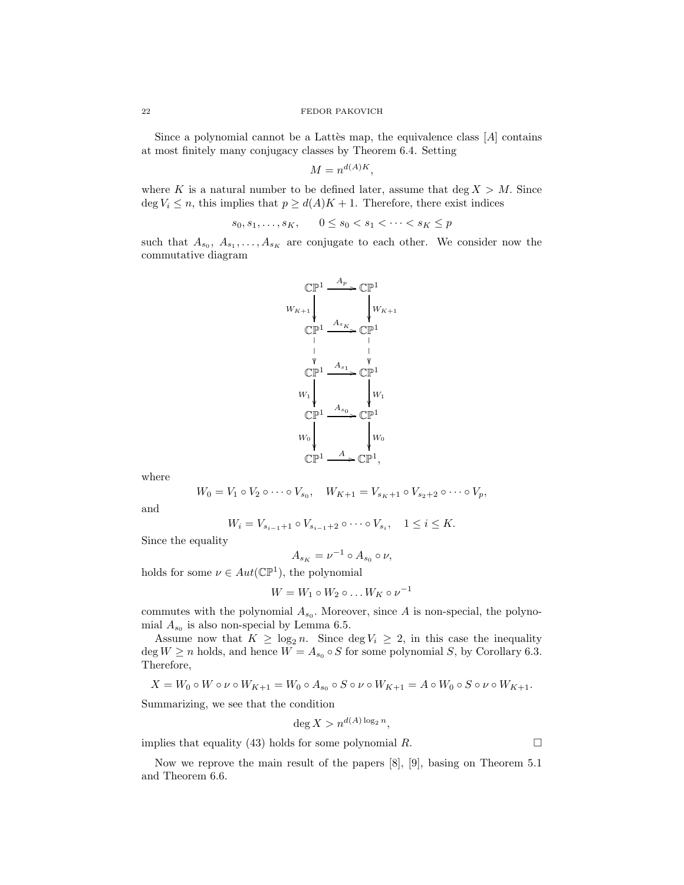Since a polynomial cannot be a Lattès map, the equivalence class $[A]$ contains at most finitely many conjugacy classes by Theorem 6.4. Setting

$$M = n^{d(A)K},$$

where $K$ is a natural number to be defined later, assume that $\deg X > M$. Since $\deg V_i \leq n$, this implies that $p \geq d(A)K + 1$. Therefore, there exist indices

$$s_0, s_1, \ldots, s_K, \qquad 0 \leq s_0 < s_1 < \cdots < s_K \leq p$$

such that $A_{s_0}$, $A_{s_1}, \ldots, A_{s_K}$ are conjugate to each other. We consider now the commutative diagram

$$\begin{array}{ccc}
\mathbb{CP}^1 & \xrightarrow{A_p} & \mathbb{CP}^1 \\
{\scriptstyle W_{K+1}}\downarrow & & \downarrow{\scriptstyle W_{K+1}} \\
\mathbb{CP}^1 & \xrightarrow{A_{s_K}} & \mathbb{CP}^1 \\
\vdots & & \vdots \\
\mathbb{CP}^1 & \xrightarrow{A_{s_1}} & \mathbb{CP}^1 \\
{\scriptstyle W_1}\downarrow & & \downarrow{\scriptstyle W_1} \\
\mathbb{CP}^1 & \xrightarrow{A_{s_0}} & \mathbb{CP}^1 \\
{\scriptstyle W_0}\downarrow & & \downarrow{\scriptstyle W_0} \\
\mathbb{CP}^1 & \xrightarrow{A} & \mathbb{CP}^1,
\end{array}$$

where

$$W_0 = V_1 \circ V_2 \circ \cdots \circ V_{s_0}, \quad W_{K+1} = V_{s_K+1} \circ V_{s_2+2} \circ \cdots \circ V_p,$$

and

$$W_i = V_{s_{i-1}+1} \circ V_{s_{i-1}+2} \circ \cdots \circ V_{s_i}, \quad 1 \leq i \leq K.$$

Since the equality

$$A_{s_K} = \nu^{-1} \circ A_{s_0} \circ \nu,$$

holds for some $\nu \in Aut(\mathbb{CP}^1)$, the polynomial

$$W = W_1 \circ W_2 \circ \ldots W_K \circ \nu^{-1}$$

commutes with the polynomial $A_{s_0}$. Moreover, since $A$ is non-special, the polynomial $A_{s_0}$ is also non-special by Lemma 6.5.

Assume now that $K \geq \log_2 n$. Since $\deg V_i \geq 2$, in this case the inequality $\deg W \geq n$ holds, and hence $W = A_{s_0} \circ S$ for some polynomial $S$, by Corollary 6.3. Therefore,

$$X = W_0 \circ W \circ \nu \circ W_{K+1} = W_0 \circ A_{s_0} \circ S \circ \nu \circ W_{K+1} = A \circ W_0 \circ S \circ \nu \circ W_{K+1}.$$

Summarizing, we see that the condition

$$\deg X > n^{d(A) \log_2 n},$$

implies that equality (43) holds for some polynomial $R$. $\square$

Now we reprove the main result of the papers [8], [9], basing on Theorem 5.1 and Theorem 6.6.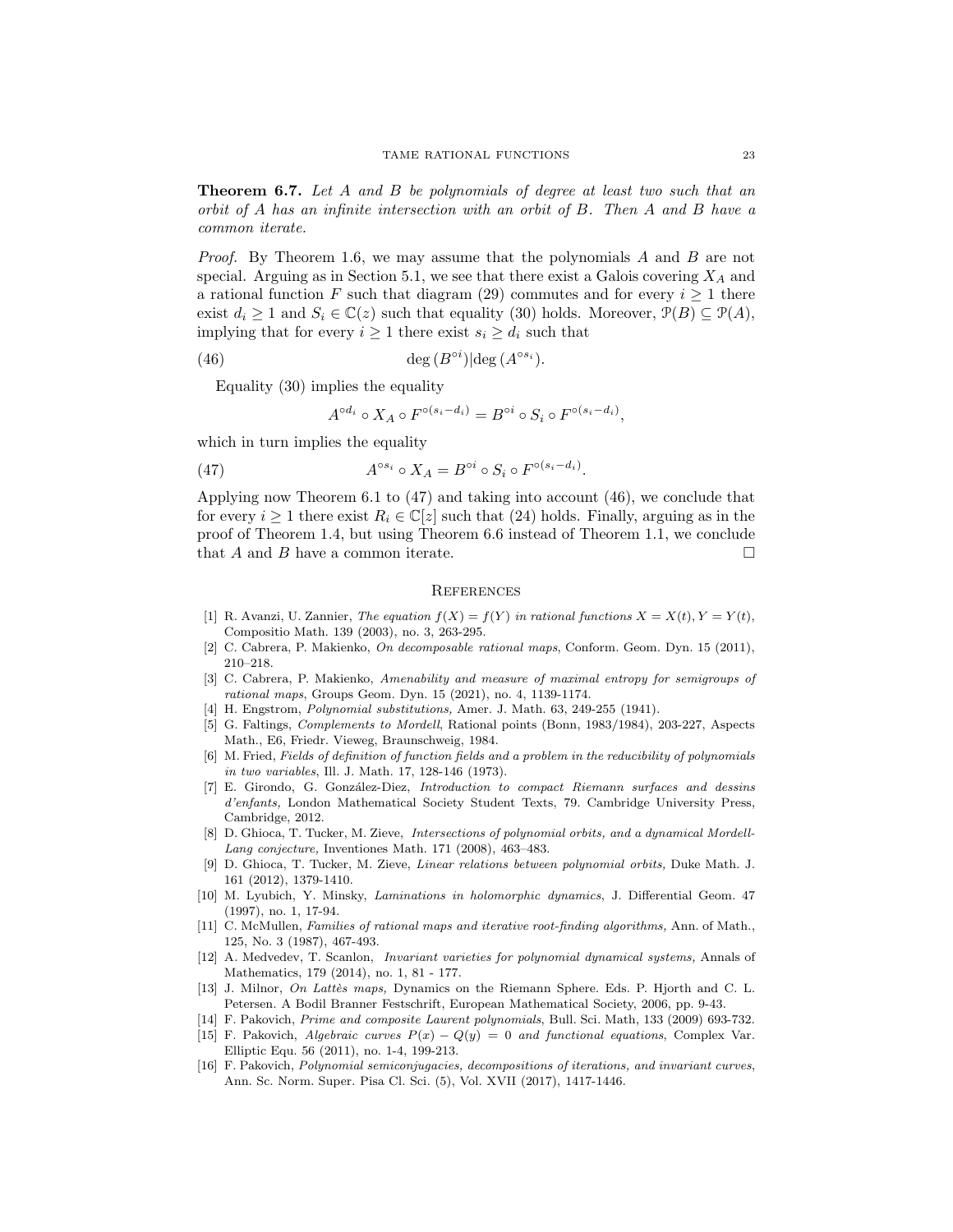**Theorem 6.7.** *Let $A$ and $B$ be polynomials of degree at least two such that an orbit of $A$ has an infinite intersection with an orbit of $B$. Then $A$ and $B$ have a common iterate.*

*Proof.* By Theorem 1.6, we may assume that the polynomials $A$ and $B$ are not special. Arguing as in Section 5.1, we see that there exist a Galois covering $X_A$ and a rational function $F$ such that diagram (29) commutes and for every $i \geq 1$ there exist $d_i \geq 1$ and $S_i \in \mathbb{C}(z)$ such that equality (30) holds. Moreover, $\mathcal{P}(B) \subseteq \mathcal{P}(A)$, implying that for every $i \geq 1$ there exist $s_i \geq d_i$ such that

$$\deg(B^{\circ i}) | \deg(A^{\circ s_i}). \tag{46}$$

Equality (30) implies the equality

$$A^{\circ d_i} \circ X_A \circ F^{\circ(s_i - d_i)} = B^{\circ i} \circ S_i \circ F^{\circ(s_i - d_i)},$$

which in turn implies the equality

$$A^{\circ s_i} \circ X_A = B^{\circ i} \circ S_i \circ F^{\circ(s_i - d_i)}. \tag{47}$$

Applying now Theorem 6.1 to (47) and taking into account (46), we conclude that for every $i \geq 1$ there exist $R_i \in \mathbb{C}[z]$ such that (24) holds. Finally, arguing as in the proof of Theorem 1.4, but using Theorem 6.6 instead of Theorem 1.1, we conclude that $A$ and $B$ have a common iterate. $\square$

## References

[1] R. Avanzi, U. Zannier, *The equation $f(X) = f(Y)$ in rational functions $X = X(t), Y = Y(t)$*, Compositio Math. 139 (2003), no. 3, 263-295.

[2] C. Cabrera, P. Makienko, *On decomposable rational maps*, Conform. Geom. Dyn. 15 (2011), 210–218.

[3] C. Cabrera, P. Makienko, *Amenability and measure of maximal entropy for semigroups of rational maps*, Groups Geom. Dyn. 15 (2021), no. 4, 1139-1174.

[4] H. Engstrom, *Polynomial substitutions,* Amer. J. Math. 63, 249-255 (1941).

[5] G. Faltings, *Complements to Mordell*, Rational points (Bonn, 1983/1984), 203-227, Aspects Math., E6, Friedr. Vieweg, Braunschweig, 1984.

[6] M. Fried, *Fields of definition of function fields and a problem in the reducibility of polynomials in two variables*, Ill. J. Math. 17, 128-146 (1973).

[7] E. Girondo, G. González-Diez, *Introduction to compact Riemann surfaces and dessins d'enfants,* London Mathematical Society Student Texts, 79. Cambridge University Press, Cambridge, 2012.

[8] D. Ghioca, T. Tucker, M. Zieve, *Intersections of polynomial orbits, and a dynamical Mordell-Lang conjecture,* Inventiones Math. 171 (2008), 463–483.

[9] D. Ghioca, T. Tucker, M. Zieve, *Linear relations between polynomial orbits,* Duke Math. J. 161 (2012), 1379-1410.

[10] M. Lyubich, Y. Minsky, *Laminations in holomorphic dynamics*, J. Differential Geom. 47 (1997), no. 1, 17-94.

[11] C. McMullen, *Families of rational maps and iterative root-finding algorithms,* Ann. of Math., 125, No. 3 (1987), 467-493.

[12] A. Medvedev, T. Scanlon, *Invariant varieties for polynomial dynamical systems,* Annals of Mathematics, 179 (2014), no. 1, 81 - 177.

[13] J. Milnor, *On Lattès maps,* Dynamics on the Riemann Sphere. Eds. P. Hjorth and C. L. Petersen. A Bodil Branner Festschrift, European Mathematical Society, 2006, pp. 9-43.

[14] F. Pakovich, *Prime and composite Laurent polynomials*, Bull. Sci. Math, 133 (2009) 693-732.

[15] F. Pakovich, *Algebraic curves $P(x) - Q(y) = 0$ and functional equations*, Complex Var. Elliptic Equ. 56 (2011), no. 1-4, 199-213.

[16] F. Pakovich, *Polynomial semiconjugacies, decompositions of iterations, and invariant curves*, Ann. Sc. Norm. Super. Pisa Cl. Sci. (5), Vol. XVII (2017), 1417-1446.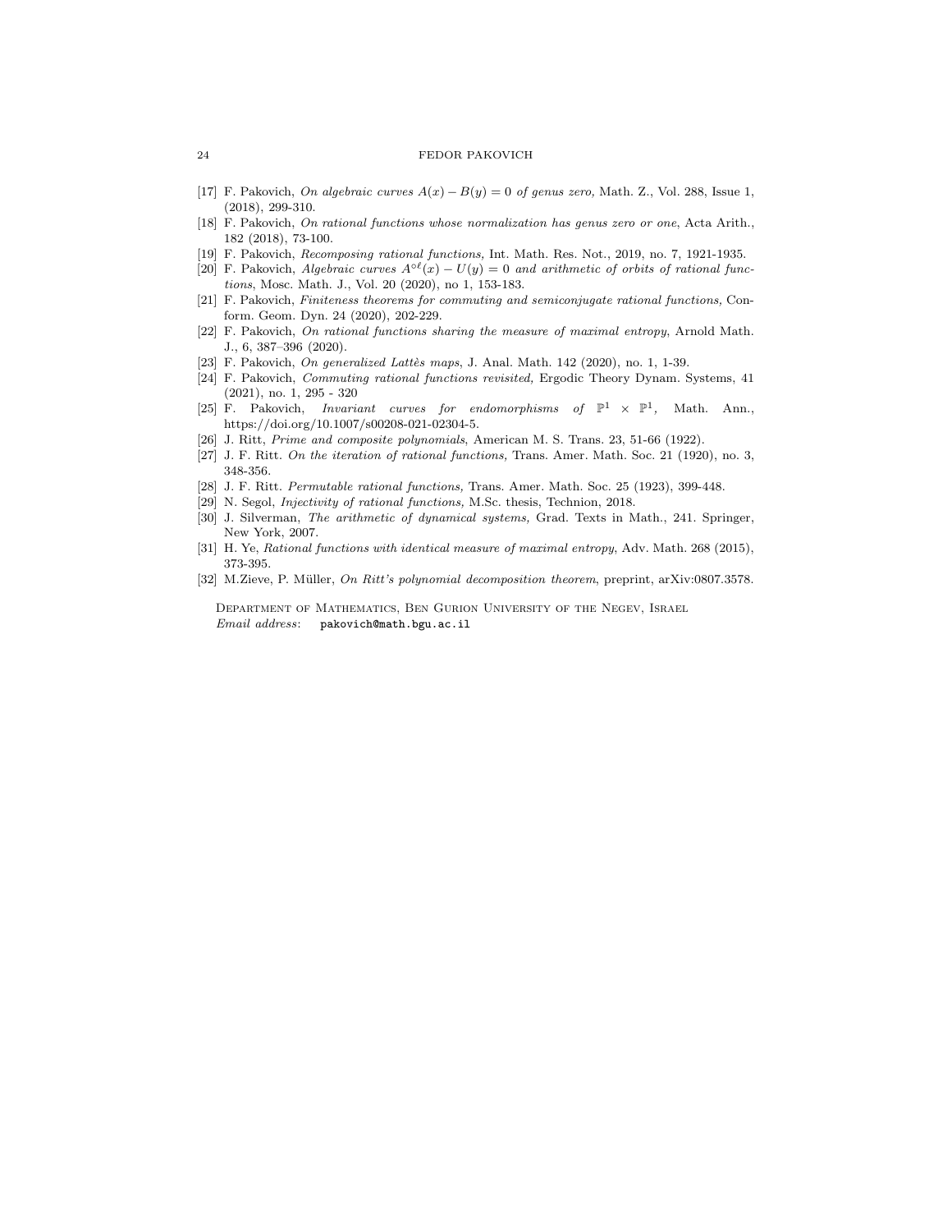[17] F. Pakovich, *On algebraic curves $A(x) - B(y) = 0$ of genus zero,* Math. Z., Vol. 288, Issue 1, (2018), 299-310.

[18] F. Pakovich, *On rational functions whose normalization has genus zero or one*, Acta Arith., 182 (2018), 73-100.

[19] F. Pakovich, *Recomposing rational functions,* Int. Math. Res. Not., 2019, no. 7, 1921-1935.

[20] F. Pakovich, *Algebraic curves $A^{\circ \ell}(x) - U(y) = 0$ and arithmetic of orbits of rational functions*, Mosc. Math. J., Vol. 20 (2020), no 1, 153-183.

[21] F. Pakovich, *Finiteness theorems for commuting and semiconjugate rational functions,* Conform. Geom. Dyn. 24 (2020), 202-229.

[22] F. Pakovich, *On rational functions sharing the measure of maximal entropy*, Arnold Math. J., 6, 387–396 (2020).

[23] F. Pakovich, *On generalized Lattès maps*, J. Anal. Math. 142 (2020), no. 1, 1-39.

[24] F. Pakovich, *Commuting rational functions revisited,* Ergodic Theory Dynam. Systems, 41 (2021), no. 1, 295 - 320

[25] F. Pakovich, *Invariant curves for endomorphisms of $\mathbb{P}^1 \times \mathbb{P}^1$*, Math. Ann., https://doi.org/10.1007/s00208-021-02304-5.

[26] J. Ritt, *Prime and composite polynomials*, American M. S. Trans. 23, 51-66 (1922).

[27] J. F. Ritt. *On the iteration of rational functions,* Trans. Amer. Math. Soc. 21 (1920), no. 3, 348-356.

[28] J. F. Ritt. *Permutable rational functions,* Trans. Amer. Math. Soc. 25 (1923), 399-448.

[29] N. Segol, *Injectivity of rational functions,* M.Sc. thesis, Technion, 2018.

[30] J. Silverman, *The arithmetic of dynamical systems,* Grad. Texts in Math., 241. Springer, New York, 2007.

[31] H. Ye, *Rational functions with identical measure of maximal entropy*, Adv. Math. 268 (2015), 373-395.

[32] M.Zieve, P. Müller, *On Ritt's polynomial decomposition theorem*, preprint, arXiv:0807.3578.

Department of Mathematics, Ben Gurion University of the Negev, Israel
*Email address*: pakovich@math.bgu.ac.il